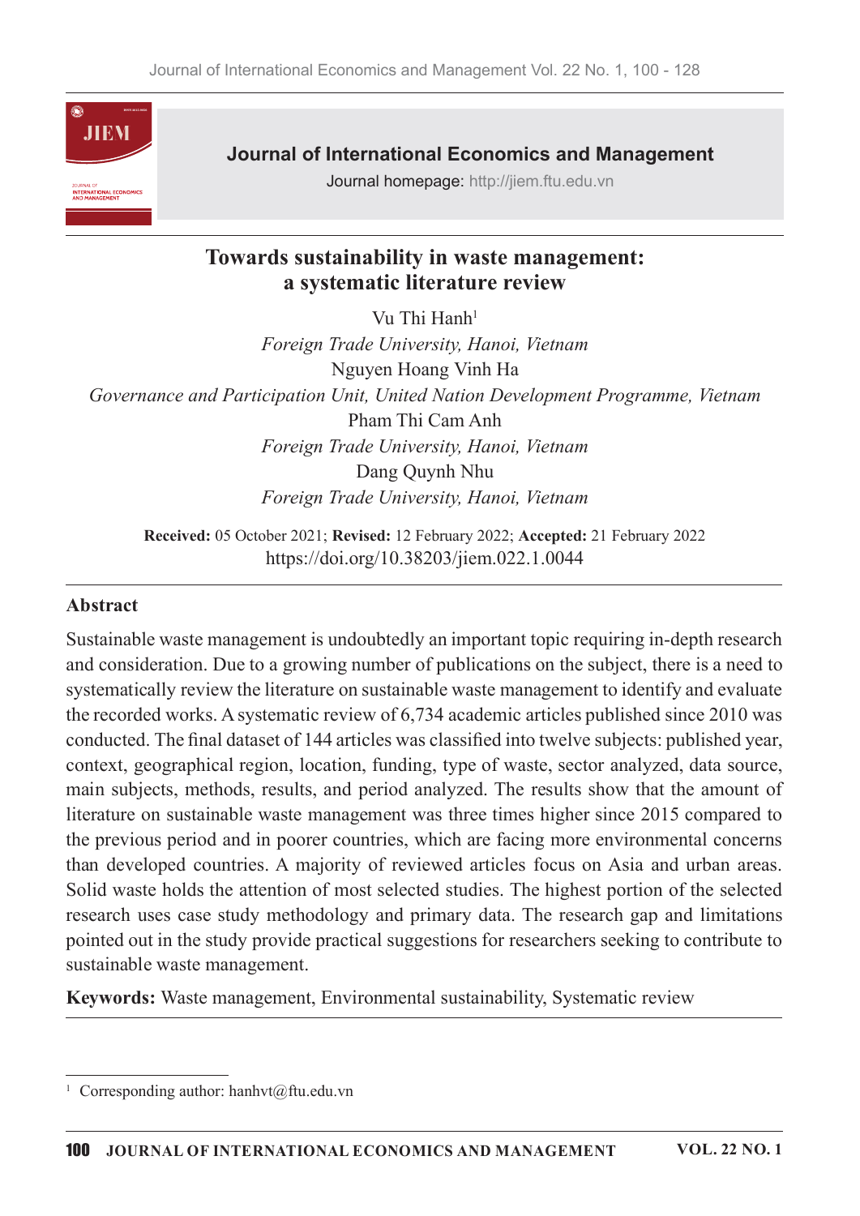# Towards sustainability in waste management: a systematic literature review

Vu Thi Hanh[1]

*Foreign Trade University, Hanoi, Vietnam*

Nguyen Hoang Vinh Ha

*Governance and Participation Unit, United Nation Development Programme, Vietnam*

Pham Thi Cam Anh

*Foreign Trade University, Hanoi, Vietnam*

Dang Quynh Nhu

*Foreign Trade University, Hanoi, Vietnam*

**Received:** 05 October 2021; **Revised:** 12 February 2022; **Accepted:** 21 February 2022

https://doi.org/10.38203/jiem.022.1.0044

## Abstract

Sustainable waste management is undoubtedly an important topic requiring in-depth research and consideration. Due to a growing number of publications on the subject, there is a need to systematically review the literature on sustainable waste management to identify and evaluate the recorded works. A systematic review of 6,734 academic articles published since 2010 was conducted. The final dataset of 144 articles was classified into twelve subjects: published year, context, geographical region, location, funding, type of waste, sector analyzed, data source, main subjects, methods, results, and period analyzed. The results show that the amount of literature on sustainable waste management was three times higher since 2015 compared to the previous period and in poorer countries, which are facing more environmental concerns than developed countries. A majority of reviewed articles focus on Asia and urban areas. Solid waste holds the attention of most selected studies. The highest portion of the selected research uses case study methodology and primary data. The research gap and limitations pointed out in the study provide practical suggestions for researchers seeking to contribute to sustainable waste management.

**Keywords:** Waste management, Environmental sustainability, Systematic review

---

[1] Corresponding author: hanhvt@ftu.edu.vn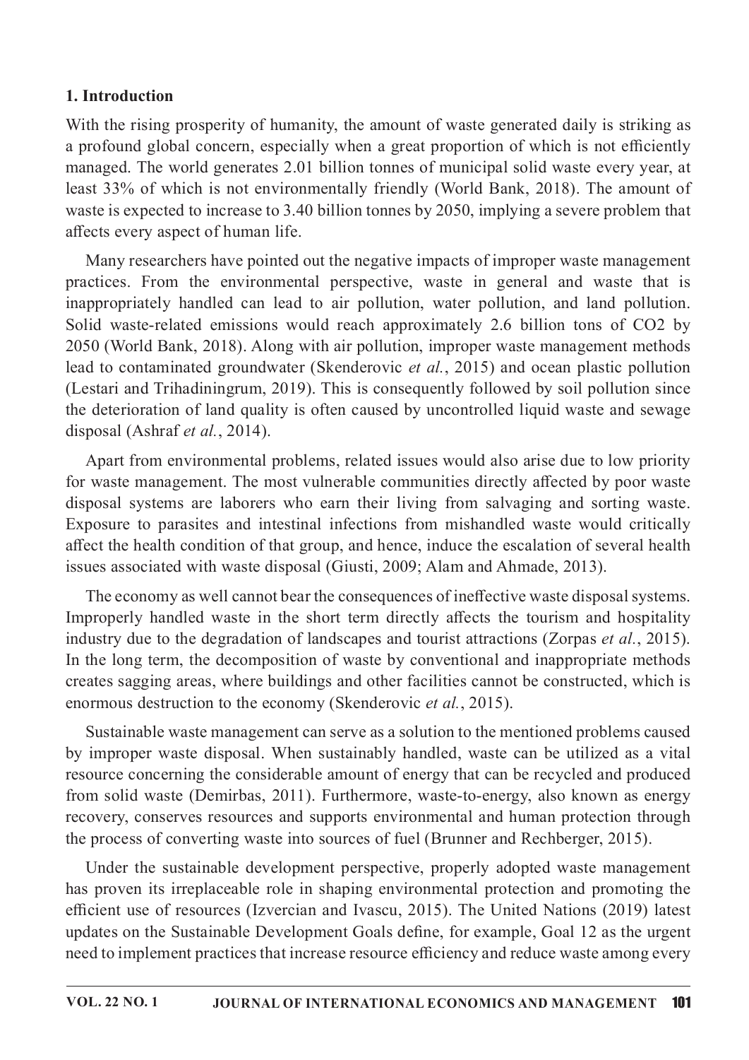## 1. Introduction

With the rising prosperity of humanity, the amount of waste generated daily is striking as a profound global concern, especially when a great proportion of which is not efficiently managed. The world generates 2.01 billion tonnes of municipal solid waste every year, at least 33% of which is not environmentally friendly (World Bank, 2018). The amount of waste is expected to increase to 3.40 billion tonnes by 2050, implying a severe problem that affects every aspect of human life.

Many researchers have pointed out the negative impacts of improper waste management practices. From the environmental perspective, waste in general and waste that is inappropriately handled can lead to air pollution, water pollution, and land pollution. Solid waste-related emissions would reach approximately 2.6 billion tons of $CO_2$ by 2050 (World Bank, 2018). Along with air pollution, improper waste management methods lead to contaminated groundwater (Skenderovic *et al.*, 2015) and ocean plastic pollution (Lestari and Trihadiningrum, 2019). This is consequently followed by soil pollution since the deterioration of land quality is often caused by uncontrolled liquid waste and sewage disposal (Ashraf *et al.*, 2014).

Apart from environmental problems, related issues would also arise due to low priority for waste management. The most vulnerable communities directly affected by poor waste disposal systems are laborers who earn their living from salvaging and sorting waste. Exposure to parasites and intestinal infections from mishandled waste would critically affect the health condition of that group, and hence, induce the escalation of several health issues associated with waste disposal (Giusti, 2009; Alam and Ahmade, 2013).

The economy as well cannot bear the consequences of ineffective waste disposal systems. Improperly handled waste in the short term directly affects the tourism and hospitality industry due to the degradation of landscapes and tourist attractions (Zorpas *et al.*, 2015). In the long term, the decomposition of waste by conventional and inappropriate methods creates sagging areas, where buildings and other facilities cannot be constructed, which is enormous destruction to the economy (Skenderovic *et al.*, 2015).

Sustainable waste management can serve as a solution to the mentioned problems caused by improper waste disposal. When sustainably handled, waste can be utilized as a vital resource concerning the considerable amount of energy that can be recycled and produced from solid waste (Demirbas, 2011). Furthermore, waste-to-energy, also known as energy recovery, conserves resources and supports environmental and human protection through the process of converting waste into sources of fuel (Brunner and Rechberger, 2015).

Under the sustainable development perspective, properly adopted waste management has proven its irreplaceable role in shaping environmental protection and promoting the efficient use of resources (Izvercian and Ivascu, 2015). The United Nations (2019) latest updates on the Sustainable Development Goals define, for example, Goal 12 as the urgent need to implement practices that increase resource efficiency and reduce waste among every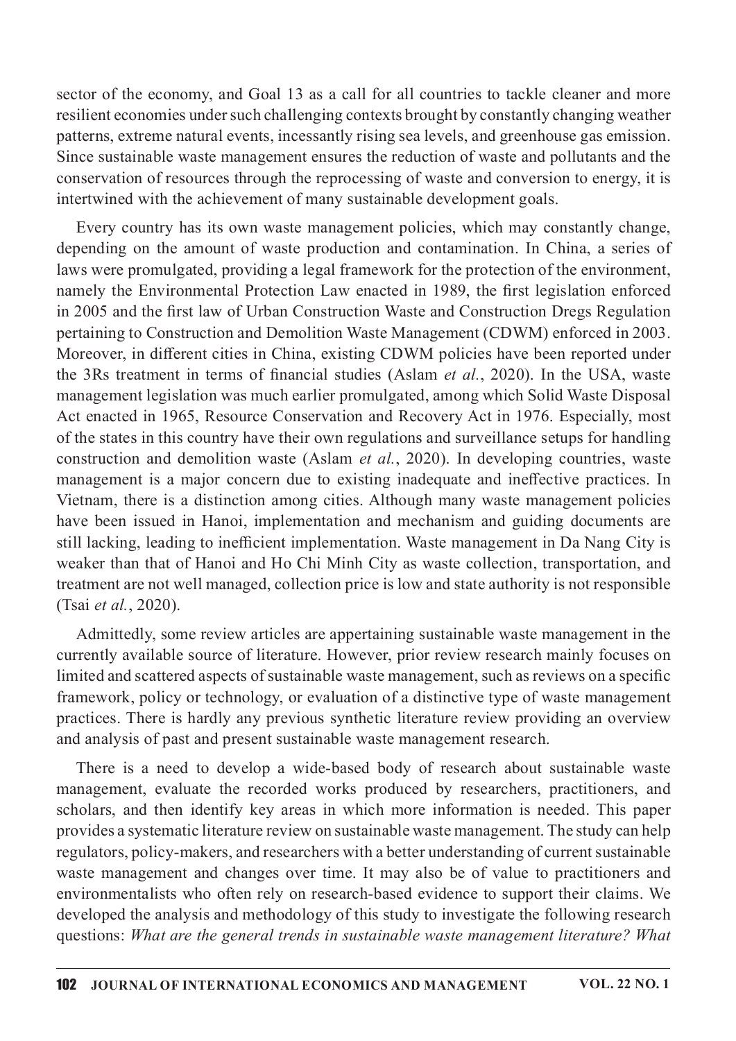sector of the economy, and Goal 13 as a call for all countries to tackle cleaner and more resilient economies under such challenging contexts brought by constantly changing weather patterns, extreme natural events, incessantly rising sea levels, and greenhouse gas emission. Since sustainable waste management ensures the reduction of waste and pollutants and the conservation of resources through the reprocessing of waste and conversion to energy, it is intertwined with the achievement of many sustainable development goals.

Every country has its own waste management policies, which may constantly change, depending on the amount of waste production and contamination. In China, a series of laws were promulgated, providing a legal framework for the protection of the environment, namely the Environmental Protection Law enacted in 1989, the first legislation enforced in 2005 and the first law of Urban Construction Waste and Construction Dregs Regulation pertaining to Construction and Demolition Waste Management (CDWM) enforced in 2003. Moreover, in different cities in China, existing CDWM policies have been reported under the 3Rs treatment in terms of financial studies (Aslam *et al.*, 2020). In the USA, waste management legislation was much earlier promulgated, among which Solid Waste Disposal Act enacted in 1965, Resource Conservation and Recovery Act in 1976. Especially, most of the states in this country have their own regulations and surveillance setups for handling construction and demolition waste (Aslam *et al.*, 2020). In developing countries, waste management is a major concern due to existing inadequate and ineffective practices. In Vietnam, there is a distinction among cities. Although many waste management policies have been issued in Hanoi, implementation and mechanism and guiding documents are still lacking, leading to inefficient implementation. Waste management in Da Nang City is weaker than that of Hanoi and Ho Chi Minh City as waste collection, transportation, and treatment are not well managed, collection price is low and state authority is not responsible (Tsai *et al.*, 2020).

Admittedly, some review articles are appertaining sustainable waste management in the currently available source of literature. However, prior review research mainly focuses on limited and scattered aspects of sustainable waste management, such as reviews on a specific framework, policy or technology, or evaluation of a distinctive type of waste management practices. There is hardly any previous synthetic literature review providing an overview and analysis of past and present sustainable waste management research.

There is a need to develop a wide-based body of research about sustainable waste management, evaluate the recorded works produced by researchers, practitioners, and scholars, and then identify key areas in which more information is needed. This paper provides a systematic literature review on sustainable waste management. The study can help regulators, policy-makers, and researchers with a better understanding of current sustainable waste management and changes over time. It may also be of value to practitioners and environmentalists who often rely on research-based evidence to support their claims. We developed the analysis and methodology of this study to investigate the following research questions: *What are the general trends in sustainable waste management literature? What*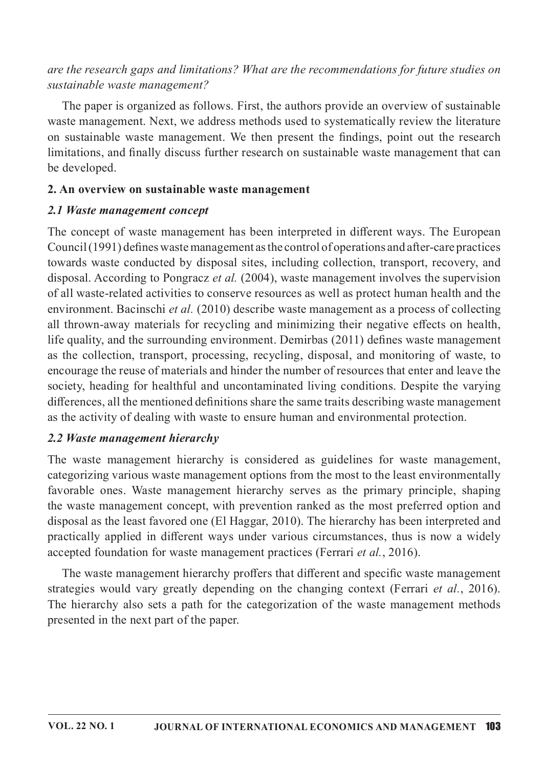*are the research gaps and limitations? What are the recommendations for future studies on sustainable waste management?*

The paper is organized as follows. First, the authors provide an overview of sustainable waste management. Next, we address methods used to systematically review the literature on sustainable waste management. We then present the findings, point out the research limitations, and finally discuss further research on sustainable waste management that can be developed.

## 2. An overview on sustainable waste management

### *2.1 Waste management concept*

The concept of waste management has been interpreted in different ways. The European Council (1991) defines waste management as the control of operations and after-care practices towards waste conducted by disposal sites, including collection, transport, recovery, and disposal. According to Pongracz *et al.* (2004), waste management involves the supervision of all waste-related activities to conserve resources as well as protect human health and the environment. Bacinschi *et al.* (2010) describe waste management as a process of collecting all thrown-away materials for recycling and minimizing their negative effects on health, life quality, and the surrounding environment. Demirbas (2011) defines waste management as the collection, transport, processing, recycling, disposal, and monitoring of waste, to encourage the reuse of materials and hinder the number of resources that enter and leave the society, heading for healthful and uncontaminated living conditions. Despite the varying differences, all the mentioned definitions share the same traits describing waste management as the activity of dealing with waste to ensure human and environmental protection.

### *2.2 Waste management hierarchy*

The waste management hierarchy is considered as guidelines for waste management, categorizing various waste management options from the most to the least environmentally favorable ones. Waste management hierarchy serves as the primary principle, shaping the waste management concept, with prevention ranked as the most preferred option and disposal as the least favored one (El Haggar, 2010). The hierarchy has been interpreted and practically applied in different ways under various circumstances, thus is now a widely accepted foundation for waste management practices (Ferrari *et al.*, 2016).

The waste management hierarchy proffers that different and specific waste management strategies would vary greatly depending on the changing context (Ferrari *et al.*, 2016). The hierarchy also sets a path for the categorization of the waste management methods presented in the next part of the paper.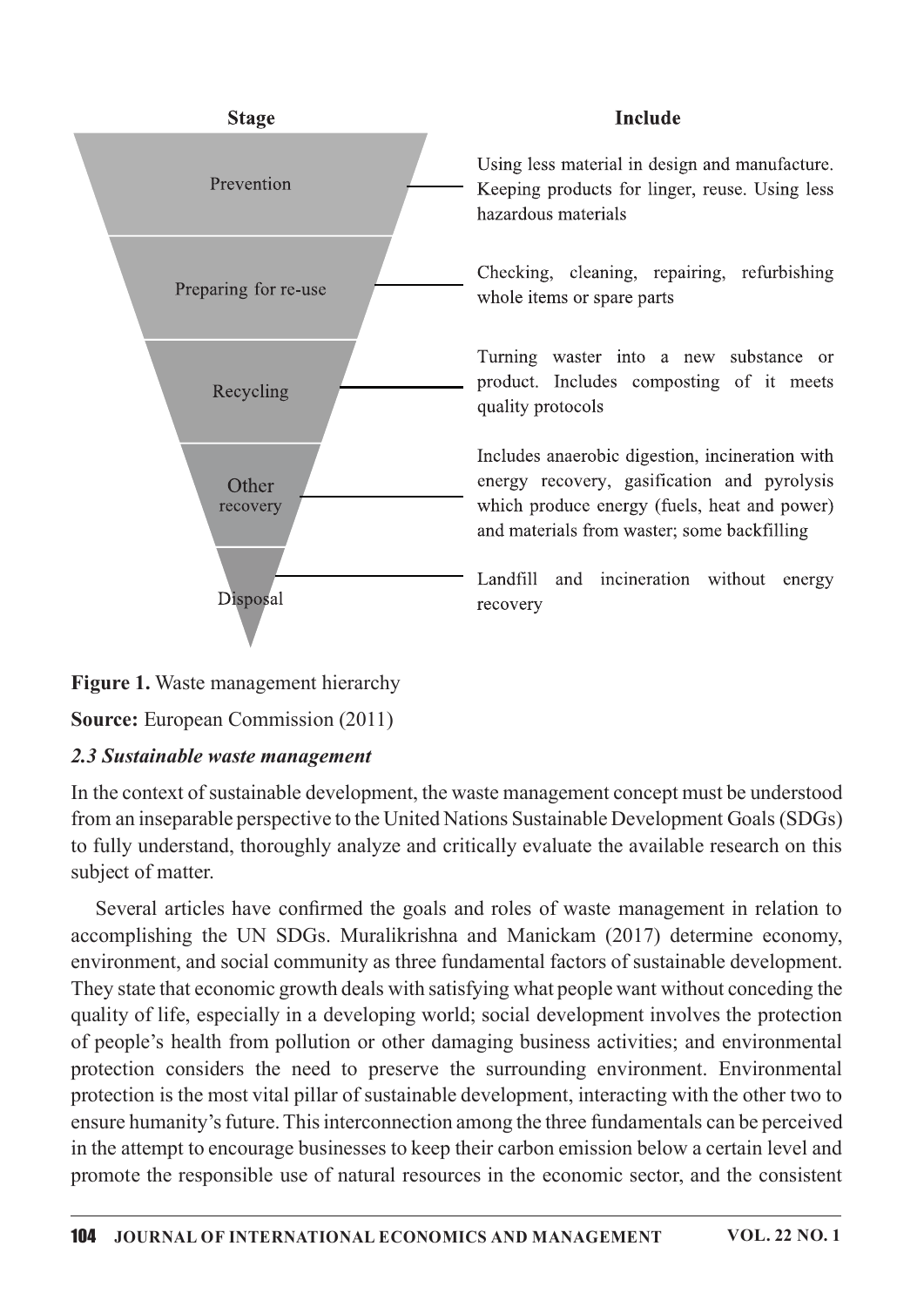| Stage | Include |
|---|---|
| Prevention | Using less material in design and manufacture. Keeping products for linger, reuse. Using less hazardous materials |
| Preparing for re-use | Checking, cleaning, repairing, refurbishing whole items or spare parts |
| Recycling | Turning waster into a new substance or product. Includes composting of it meets quality protocols |
| Other recovery | Includes anaerobic digestion, incineration with energy recovery, gasification and pyrolysis which produce energy (fuels, heat and power) and materials from waster; some backfilling |
| Disposal | Landfill and incineration without energy recovery |

**Figure 1.** Waste management hierarchy

**Source:** European Commission (2011)

### *2.3 Sustainable waste management*

In the context of sustainable development, the waste management concept must be understood from an inseparable perspective to the United Nations Sustainable Development Goals (SDGs) to fully understand, thoroughly analyze and critically evaluate the available research on this subject of matter.

Several articles have confirmed the goals and roles of waste management in relation to accomplishing the UN SDGs. Muralikrishna and Manickam (2017) determine economy, environment, and social community as three fundamental factors of sustainable development. They state that economic growth deals with satisfying what people want without conceding the quality of life, especially in a developing world; social development involves the protection of people's health from pollution or other damaging business activities; and environmental protection considers the need to preserve the surrounding environment. Environmental protection is the most vital pillar of sustainable development, interacting with the other two to ensure humanity's future. This interconnection among the three fundamentals can be perceived in the attempt to encourage businesses to keep their carbon emission below a certain level and promote the responsible use of natural resources in the economic sector, and the consistent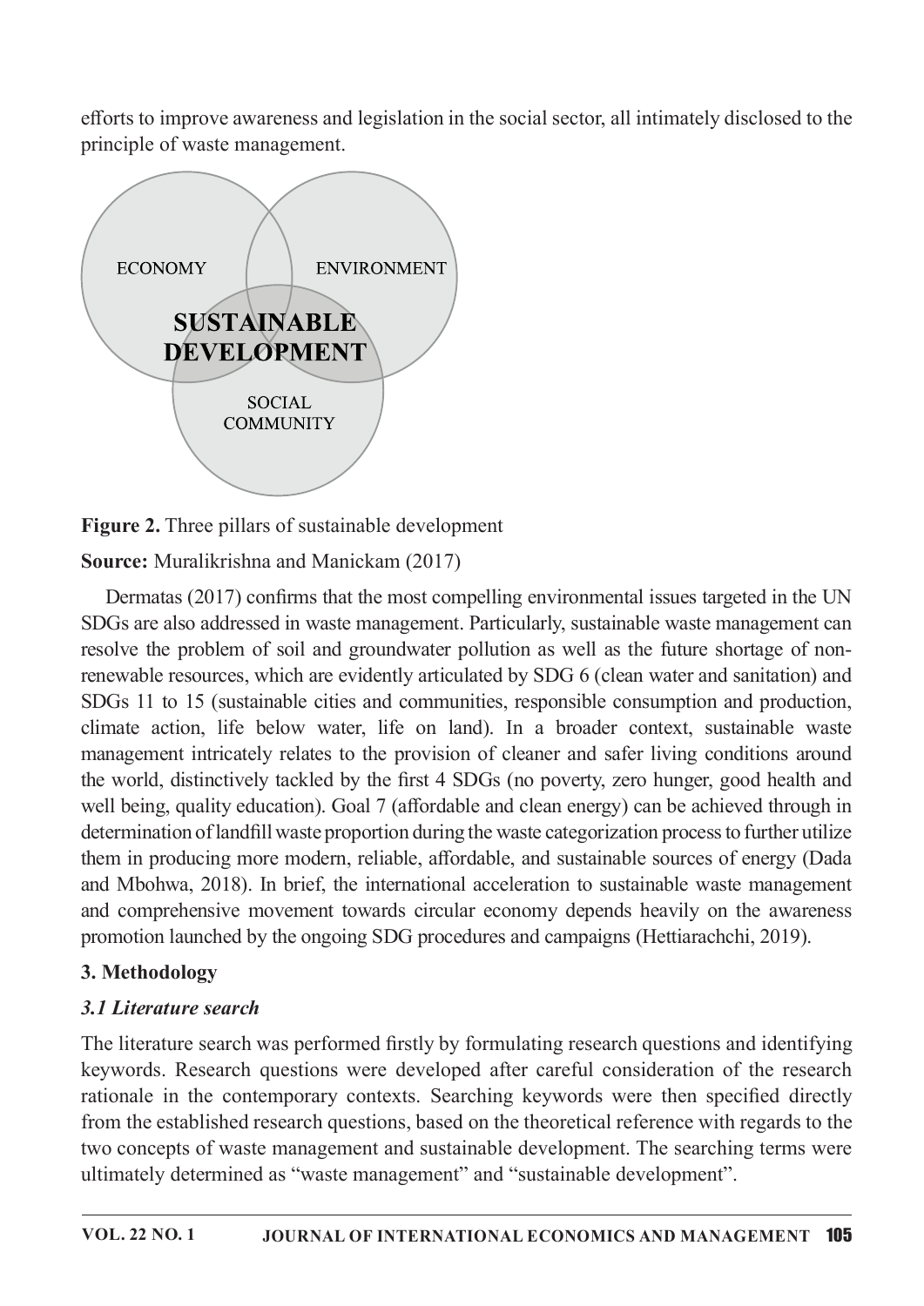efforts to improve awareness and legislation in the social sector, all intimately disclosed to the principle of waste management.

**Figure 2.** Three pillars of sustainable development

**Source:** Muralikrishna and Manickam (2017)

Dermatas (2017) confirms that the most compelling environmental issues targeted in the UN SDGs are also addressed in waste management. Particularly, sustainable waste management can resolve the problem of soil and groundwater pollution as well as the future shortage of non-renewable resources, which are evidently articulated by SDG 6 (clean water and sanitation) and SDGs 11 to 15 (sustainable cities and communities, responsible consumption and production, climate action, life below water, life on land). In a broader context, sustainable waste management intricately relates to the provision of cleaner and safer living conditions around the world, distinctively tackled by the first 4 SDGs (no poverty, zero hunger, good health and well being, quality education). Goal 7 (affordable and clean energy) can be achieved through in determination of landfill waste proportion during the waste categorization process to further utilize them in producing more modern, reliable, affordable, and sustainable sources of energy (Dada and Mbohwa, 2018). In brief, the international acceleration to sustainable waste management and comprehensive movement towards circular economy depends heavily on the awareness promotion launched by the ongoing SDG procedures and campaigns (Hettiarachchi, 2019).

## 3. Methodology

### *3.1 Literature search*

The literature search was performed firstly by formulating research questions and identifying keywords. Research questions were developed after careful consideration of the research rationale in the contemporary contexts. Searching keywords were then specified directly from the established research questions, based on the theoretical reference with regards to the two concepts of waste management and sustainable development. The searching terms were ultimately determined as "waste management" and "sustainable development".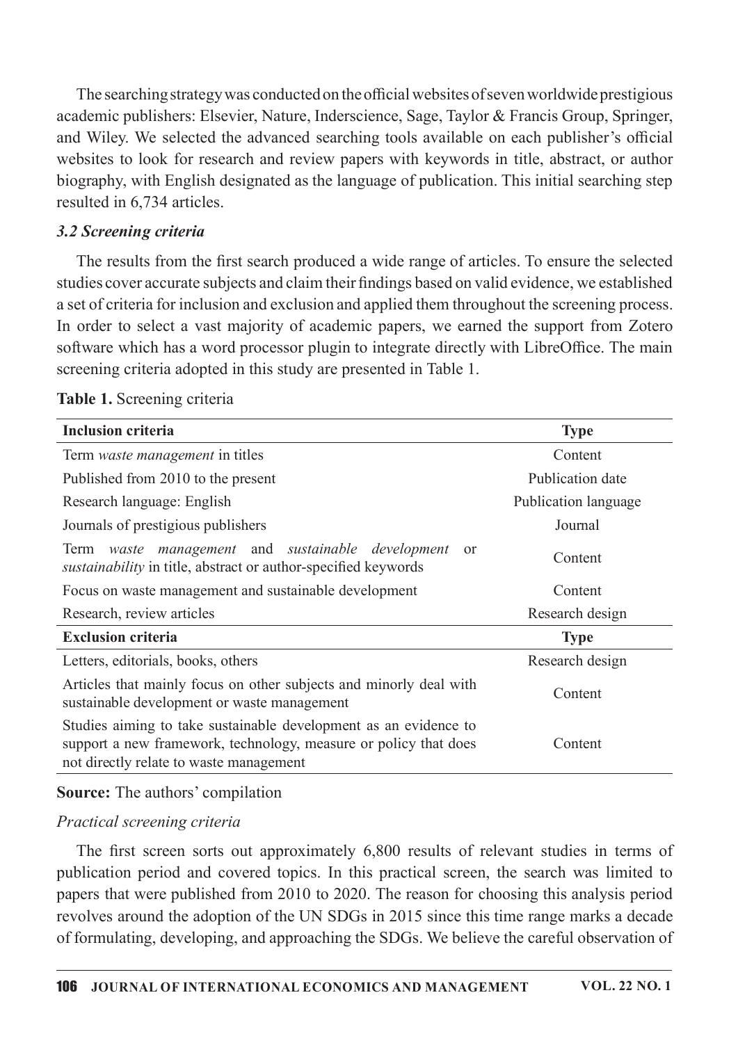The searching strategy was conducted on the official websites of seven worldwide prestigious academic publishers: Elsevier, Nature, Inderscience, Sage, Taylor & Francis Group, Springer, and Wiley. We selected the advanced searching tools available on each publisher's official websites to look for research and review papers with keywords in title, abstract, or author biography, with English designated as the language of publication. This initial searching step resulted in 6,734 articles.

### *3.2 Screening criteria*

The results from the first search produced a wide range of articles. To ensure the selected studies cover accurate subjects and claim their findings based on valid evidence, we established a set of criteria for inclusion and exclusion and applied them throughout the screening process. In order to select a vast majority of academic papers, we earned the support from Zotero software which has a word processor plugin to integrate directly with LibreOffice. The main screening criteria adopted in this study are presented in Table 1.

**Table 1.** Screening criteria

| **Inclusion criteria** | **Type** |
|---|---|
| Term *waste management* in titles | Content |
| Published from 2010 to the present | Publication date |
| Research language: English | Publication language |
| Journals of prestigious publishers | Journal |
| Term *waste management* and *sustainable development* or *sustainability* in title, abstract or author-specified keywords | Content |
| Focus on waste management and sustainable development | Content |
| Research, review articles | Research design |
| **Exclusion criteria** | **Type** |
| Letters, editorials, books, others | Research design |
| Articles that mainly focus on other subjects and minorly deal with sustainable development or waste management | Content |
| Studies aiming to take sustainable development as an evidence to support a new framework, technology, measure or policy that does not directly relate to waste management | Content |

**Source:** The authors' compilation

*Practical screening criteria*

The first screen sorts out approximately 6,800 results of relevant studies in terms of publication period and covered topics. In this practical screen, the search was limited to papers that were published from 2010 to 2020. The reason for choosing this analysis period revolves around the adoption of the UN SDGs in 2015 since this time range marks a decade of formulating, developing, and approaching the SDGs. We believe the careful observation of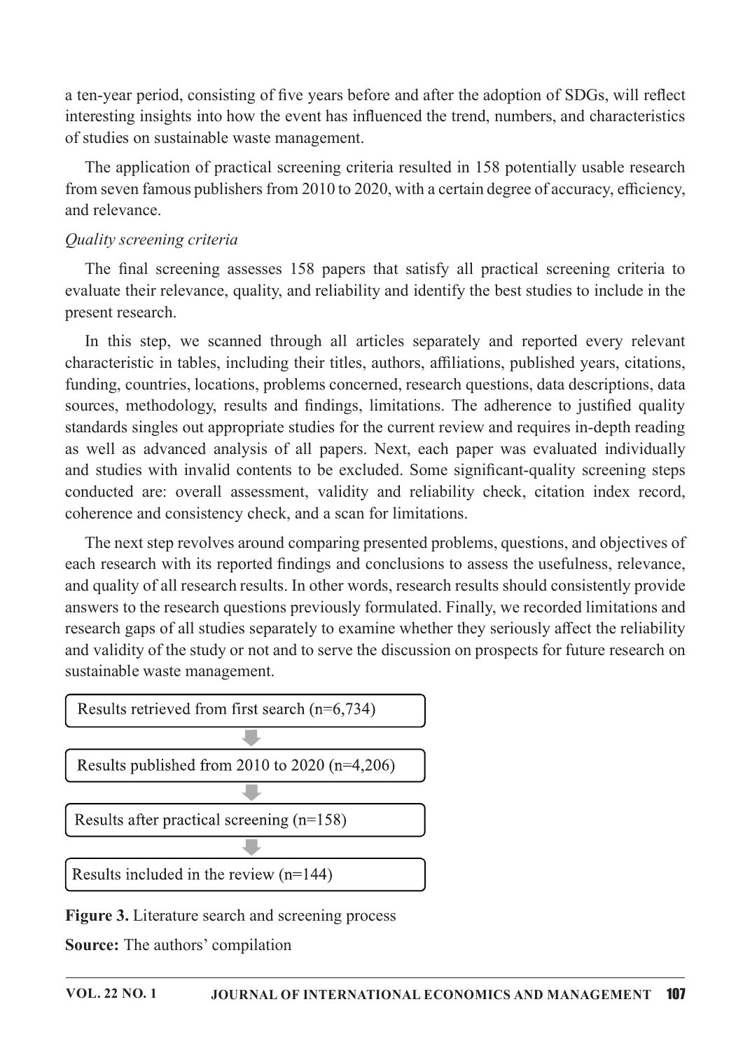a ten-year period, consisting of five years before and after the adoption of SDGs, will reflect interesting insights into how the event has influenced the trend, numbers, and characteristics of studies on sustainable waste management.

The application of practical screening criteria resulted in 158 potentially usable research from seven famous publishers from 2010 to 2020, with a certain degree of accuracy, efficiency, and relevance.

*Quality screening criteria*

The final screening assesses 158 papers that satisfy all practical screening criteria to evaluate their relevance, quality, and reliability and identify the best studies to include in the present research.

In this step, we scanned through all articles separately and reported every relevant characteristic in tables, including their titles, authors, affiliations, published years, citations, funding, countries, locations, problems concerned, research questions, data descriptions, data sources, methodology, results and findings, limitations. The adherence to justified quality standards singles out appropriate studies for the current review and requires in-depth reading as well as advanced analysis of all papers. Next, each paper was evaluated individually and studies with invalid contents to be excluded. Some significant-quality screening steps conducted are: overall assessment, validity and reliability check, citation index record, coherence and consistency check, and a scan for limitations.

The next step revolves around comparing presented problems, questions, and objectives of each research with its reported findings and conclusions to assess the usefulness, relevance, and quality of all research results. In other words, research results should consistently provide answers to the research questions previously formulated. Finally, we recorded limitations and research gaps of all studies separately to examine whether they seriously affect the reliability and validity of the study or not and to serve the discussion on prospects for future research on sustainable waste management.

Results retrieved from first search (n=6,734)

↓

Results published from 2010 to 2020 (n=4,206)

↓

Results after practical screening (n=158)

↓

Results included in the review (n=144)

**Figure 3.** Literature search and screening process

**Source:** The authors' compilation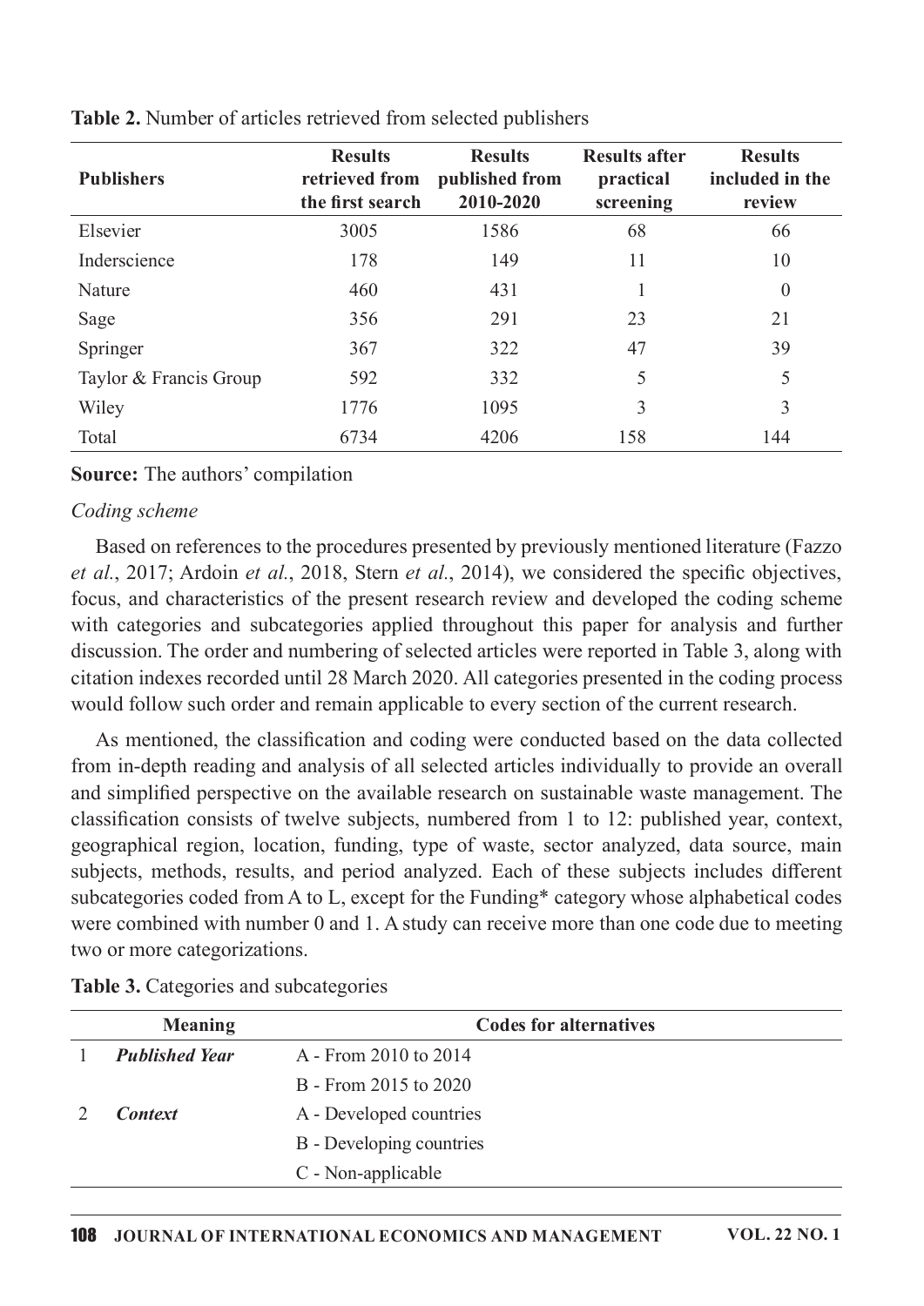**Table 2.** Number of articles retrieved from selected publishers

| Publishers | Results retrieved from the first search | Results published from 2010-2020 | Results after practical screening | Results included in the review |
|---|---|---|---|---|
| Elsevier | 3005 | 1586 | 68 | 66 |
| Inderscience | 178 | 149 | 11 | 10 |
| Nature | 460 | 431 | 1 | 0 |
| Sage | 356 | 291 | 23 | 21 |
| Springer | 367 | 322 | 47 | 39 |
| Taylor & Francis Group | 592 | 332 | 5 | 5 |
| Wiley | 1776 | 1095 | 3 | 3 |
| Total | 6734 | 4206 | 158 | 144 |

**Source:** The authors' compilation

*Coding scheme*

Based on references to the procedures presented by previously mentioned literature (Fazzo *et al.*, 2017; Ardoin *et al.*, 2018, Stern *et al.*, 2014), we considered the specific objectives, focus, and characteristics of the present research review and developed the coding scheme with categories and subcategories applied throughout this paper for analysis and further discussion. The order and numbering of selected articles were reported in Table 3, along with citation indexes recorded until 28 March 2020. All categories presented in the coding process would follow such order and remain applicable to every section of the current research.

As mentioned, the classification and coding were conducted based on the data collected from in-depth reading and analysis of all selected articles individually to provide an overall and simplified perspective on the available research on sustainable waste management. The classification consists of twelve subjects, numbered from 1 to 12: published year, context, geographical region, location, funding, type of waste, sector analyzed, data source, main subjects, methods, results, and period analyzed. Each of these subjects includes different subcategories coded from A to L, except for the Funding* category whose alphabetical codes were combined with number 0 and 1. A study can receive more than one code due to meeting two or more categorizations.

**Table 3.** Categories and subcategories

| | Meaning | Codes for alternatives |
|---|---|---|
| 1 | ***Published Year*** | A - From 2010 to 2014 |
| | | B - From 2015 to 2020 |
| 2 | ***Context*** | A - Developed countries |
| | | B - Developing countries |
| | | C - Non-applicable |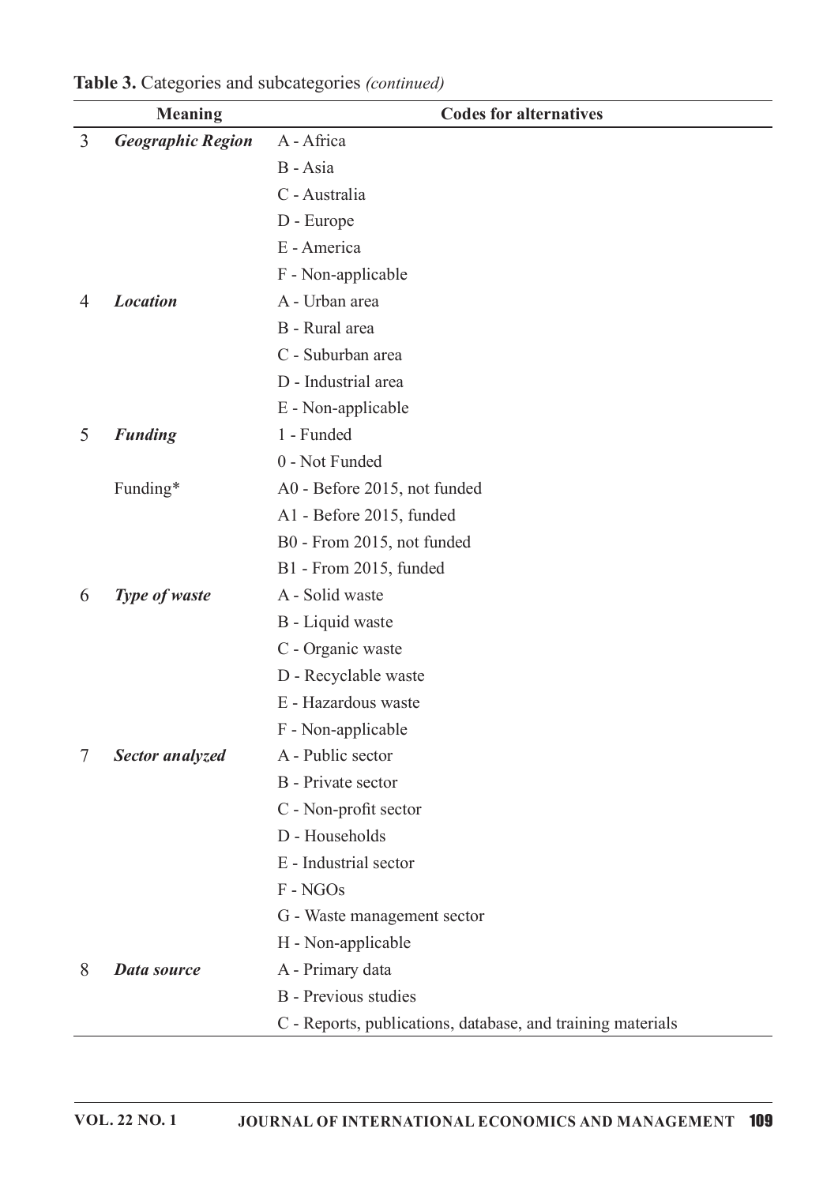**Table 3.** Categories and subcategories *(continued)*

| | Meaning | Codes for alternatives |
|---|---|---|
| 3 | ***Geographic Region*** | A - Africa |
| | | B - Asia |
| | | C - Australia |
| | | D - Europe |
| | | E - America |
| | | F - Non-applicable |
| 4 | ***Location*** | A - Urban area |
| | | B - Rural area |
| | | C - Suburban area |
| | | D - Industrial area |
| | | E - Non-applicable |
| 5 | ***Funding*** | 1 - Funded |
| | | 0 - Not Funded |
| | Funding* | A0 - Before 2015, not funded |
| | | A1 - Before 2015, funded |
| | | B0 - From 2015, not funded |
| | | B1 - From 2015, funded |
| 6 | ***Type of waste*** | A - Solid waste |
| | | B - Liquid waste |
| | | C - Organic waste |
| | | D - Recyclable waste |
| | | E - Hazardous waste |
| | | F - Non-applicable |
| 7 | ***Sector analyzed*** | A - Public sector |
| | | B - Private sector |
| | | C - Non-profit sector |
| | | D - Households |
| | | E - Industrial sector |
| | | F - NGOs |
| | | G - Waste management sector |
| | | H - Non-applicable |
| 8 | ***Data source*** | A - Primary data |
| | | B - Previous studies |
| | | C - Reports, publications, database, and training materials |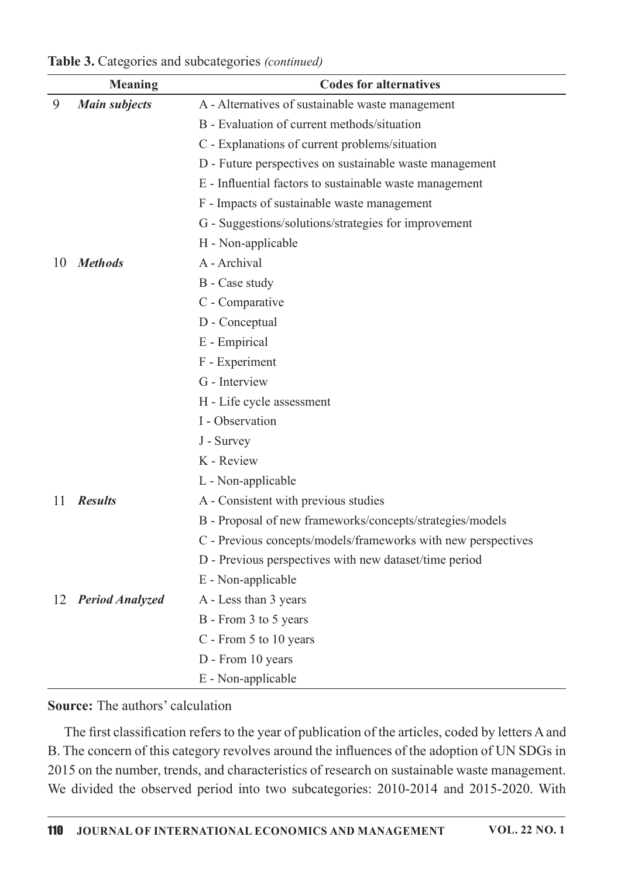**Table 3.** Categories and subcategories *(continued)*

| | Meaning | Codes for alternatives |
|---|---|---|
| 9 | ***Main subjects*** | A - Alternatives of sustainable waste management |
| | | B - Evaluation of current methods/situation |
| | | C - Explanations of current problems/situation |
| | | D - Future perspectives on sustainable waste management |
| | | E - Influential factors to sustainable waste management |
| | | F - Impacts of sustainable waste management |
| | | G - Suggestions/solutions/strategies for improvement |
| | | H - Non-applicable |
| 10 | ***Methods*** | A - Archival |
| | | B - Case study |
| | | C - Comparative |
| | | D - Conceptual |
| | | E - Empirical |
| | | F - Experiment |
| | | G - Interview |
| | | H - Life cycle assessment |
| | | I - Observation |
| | | J - Survey |
| | | K - Review |
| | | L - Non-applicable |
| 11 | ***Results*** | A - Consistent with previous studies |
| | | B - Proposal of new frameworks/concepts/strategies/models |
| | | C - Previous concepts/models/frameworks with new perspectives |
| | | D - Previous perspectives with new dataset/time period |
| | | E - Non-applicable |
| 12 | ***Period Analyzed*** | A - Less than 3 years |
| | | B - From 3 to 5 years |
| | | C - From 5 to 10 years |
| | | D - From 10 years |
| | | E - Non-applicable |

**Source:** The authors' calculation

The first classification refers to the year of publication of the articles, coded by letters A and B. The concern of this category revolves around the influences of the adoption of UN SDGs in 2015 on the number, trends, and characteristics of research on sustainable waste management. We divided the observed period into two subcategories: 2010-2014 and 2015-2020. With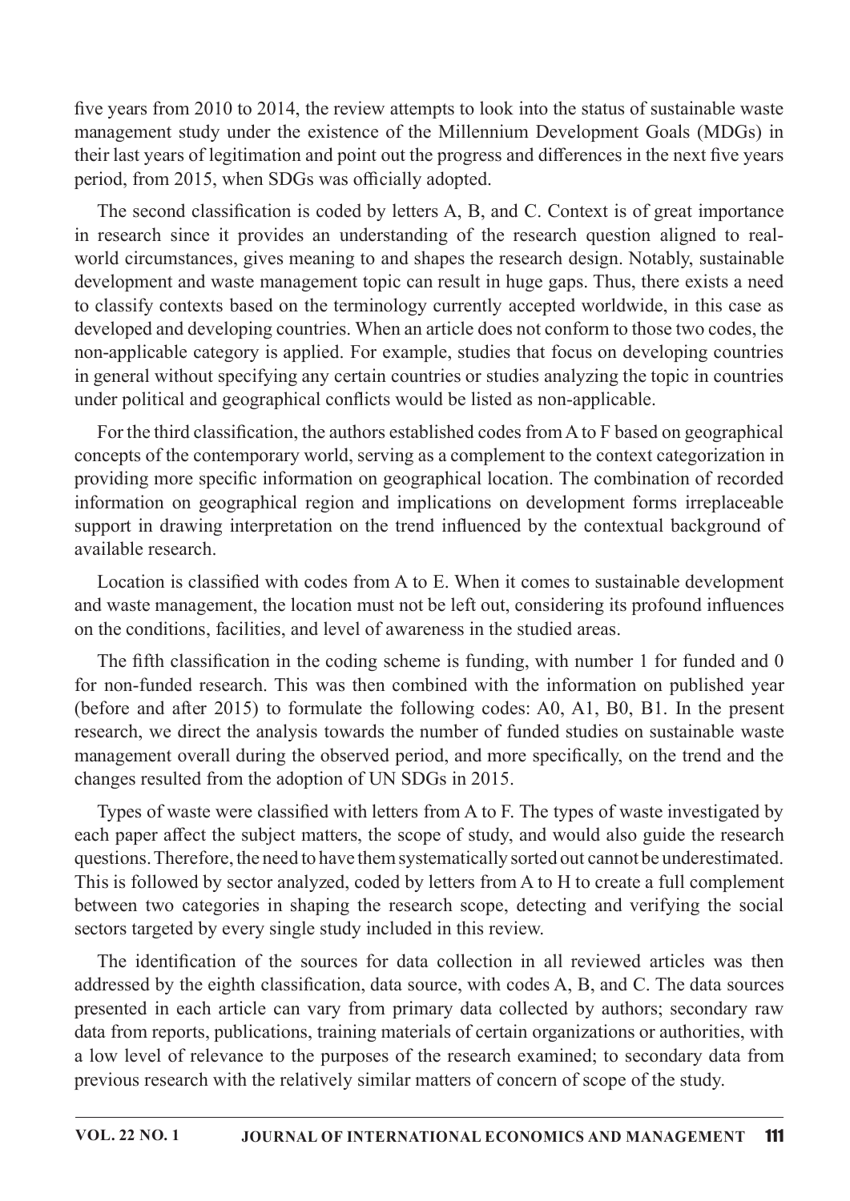five years from 2010 to 2014, the review attempts to look into the status of sustainable waste management study under the existence of the Millennium Development Goals (MDGs) in their last years of legitimation and point out the progress and differences in the next five years period, from 2015, when SDGs was officially adopted.

The second classification is coded by letters A, B, and C. Context is of great importance in research since it provides an understanding of the research question aligned to real-world circumstances, gives meaning to and shapes the research design. Notably, sustainable development and waste management topic can result in huge gaps. Thus, there exists a need to classify contexts based on the terminology currently accepted worldwide, in this case as developed and developing countries. When an article does not conform to those two codes, the non-applicable category is applied. For example, studies that focus on developing countries in general without specifying any certain countries or studies analyzing the topic in countries under political and geographical conflicts would be listed as non-applicable.

For the third classification, the authors established codes from A to F based on geographical concepts of the contemporary world, serving as a complement to the context categorization in providing more specific information on geographical location. The combination of recorded information on geographical region and implications on development forms irreplaceable support in drawing interpretation on the trend influenced by the contextual background of available research.

Location is classified with codes from A to E. When it comes to sustainable development and waste management, the location must not be left out, considering its profound influences on the conditions, facilities, and level of awareness in the studied areas.

The fifth classification in the coding scheme is funding, with number 1 for funded and 0 for non-funded research. This was then combined with the information on published year (before and after 2015) to formulate the following codes: A0, A1, B0, B1. In the present research, we direct the analysis towards the number of funded studies on sustainable waste management overall during the observed period, and more specifically, on the trend and the changes resulted from the adoption of UN SDGs in 2015.

Types of waste were classified with letters from A to F. The types of waste investigated by each paper affect the subject matters, the scope of study, and would also guide the research questions. Therefore, the need to have them systematically sorted out cannot be underestimated. This is followed by sector analyzed, coded by letters from A to H to create a full complement between two categories in shaping the research scope, detecting and verifying the social sectors targeted by every single study included in this review.

The identification of the sources for data collection in all reviewed articles was then addressed by the eighth classification, data source, with codes A, B, and C. The data sources presented in each article can vary from primary data collected by authors; secondary raw data from reports, publications, training materials of certain organizations or authorities, with a low level of relevance to the purposes of the research examined; to secondary data from previous research with the relatively similar matters of concern of scope of the study.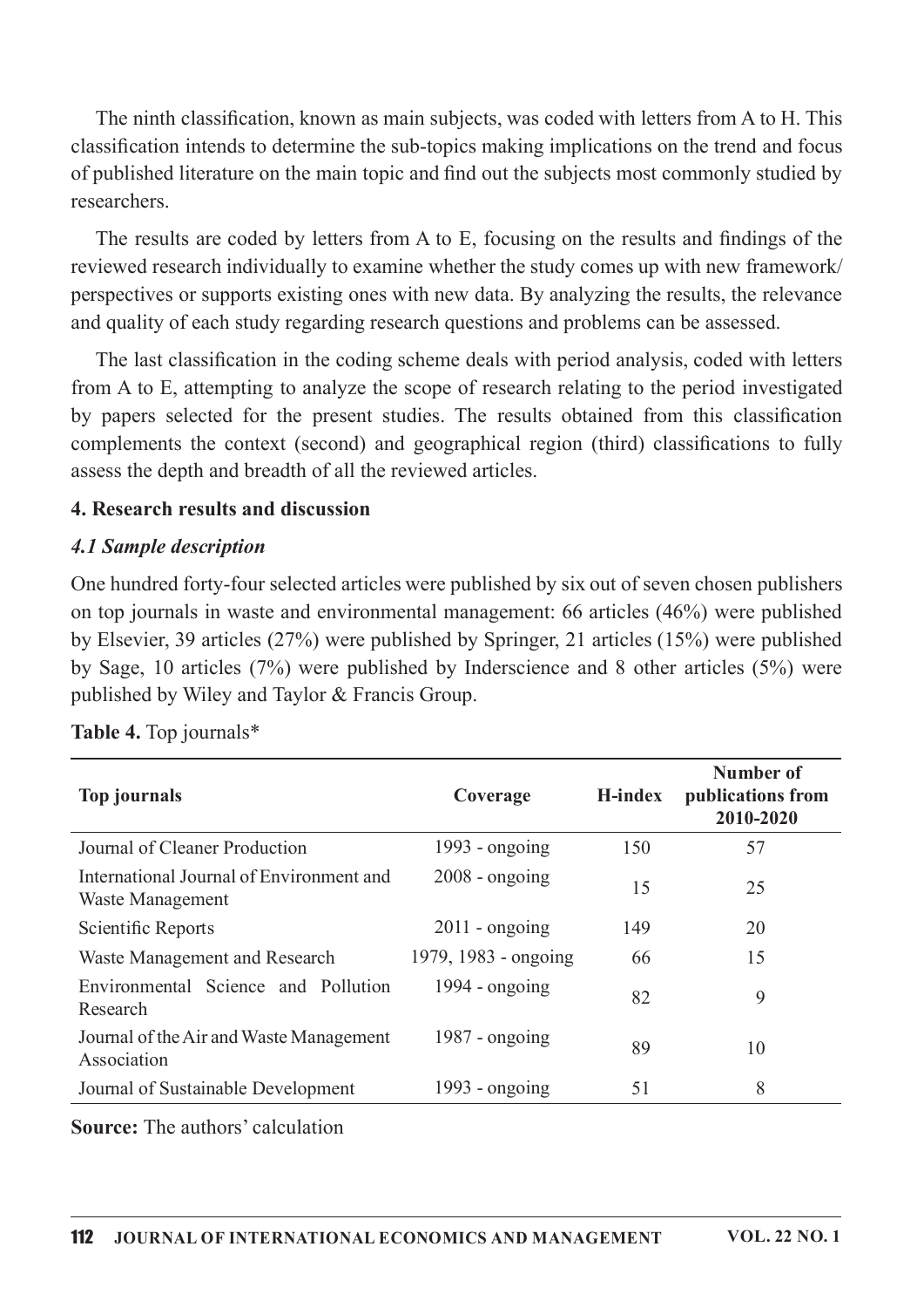The ninth classification, known as main subjects, was coded with letters from A to H. This classification intends to determine the sub-topics making implications on the trend and focus of published literature on the main topic and find out the subjects most commonly studied by researchers.

The results are coded by letters from A to E, focusing on the results and findings of the reviewed research individually to examine whether the study comes up with new framework/perspectives or supports existing ones with new data. By analyzing the results, the relevance and quality of each study regarding research questions and problems can be assessed.

The last classification in the coding scheme deals with period analysis, coded with letters from A to E, attempting to analyze the scope of research relating to the period investigated by papers selected for the present studies. The results obtained from this classification complements the context (second) and geographical region (third) classifications to fully assess the depth and breadth of all the reviewed articles.

## 4. Research results and discussion

### *4.1 Sample description*

One hundred forty-four selected articles were published by six out of seven chosen publishers on top journals in waste and environmental management: 66 articles (46%) were published by Elsevier, 39 articles (27%) were published by Springer, 21 articles (15%) were published by Sage, 10 articles (7%) were published by Inderscience and 8 other articles (5%) were published by Wiley and Taylor & Francis Group.

**Table 4.** Top journals*

| Top journals | Coverage | H-index | Number of publications from 2010-2020 |
|---|---|---|---|
| Journal of Cleaner Production | 1993 - ongoing | 150 | 57 |
| International Journal of Environment and Waste Management | 2008 - ongoing | 15 | 25 |
| Scientific Reports | 2011 - ongoing | 149 | 20 |
| Waste Management and Research | 1979, 1983 - ongoing | 66 | 15 |
| Environmental Science and Pollution Research | 1994 - ongoing | 82 | 9 |
| Journal of the Air and Waste Management Association | 1987 - ongoing | 89 | 10 |
| Journal of Sustainable Development | 1993 - ongoing | 51 | 8 |

**Source:** The authors' calculation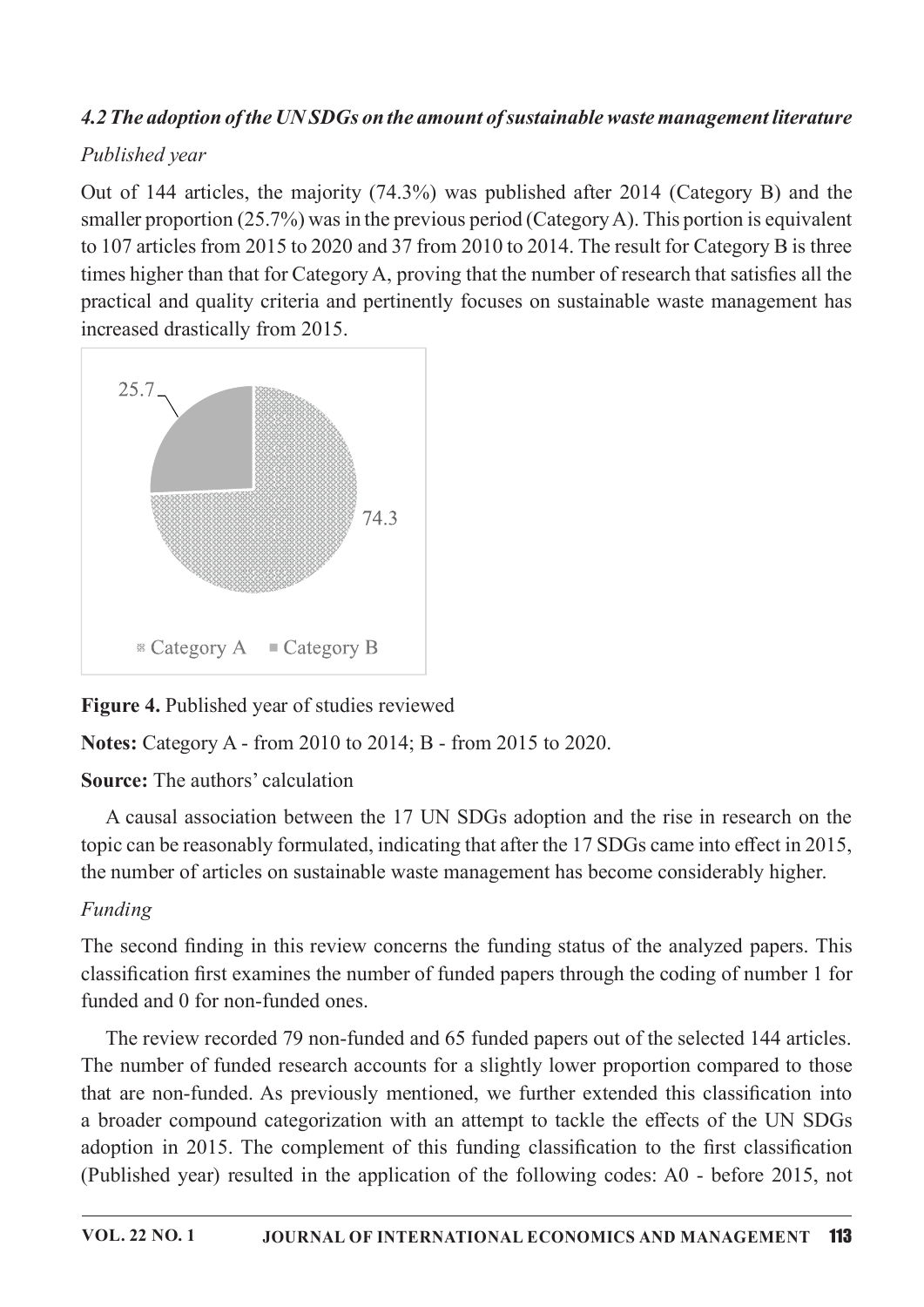### *4.2 The adoption of the UN SDGs on the amount of sustainable waste management literature*

*Published year*

Out of 144 articles, the majority (74.3%) was published after 2014 (Category B) and the smaller proportion (25.7%) was in the previous period (Category A). This portion is equivalent to 107 articles from 2015 to 2020 and 37 from 2010 to 2014. The result for Category B is three times higher than that for Category A, proving that the number of research that satisfies all the practical and quality criteria and pertinently focuses on sustainable waste management has increased drastically from 2015.

25.7

74.3

Category A   Category B

**Figure 4.** Published year of studies reviewed

**Notes:** Category A - from 2010 to 2014; B - from 2015 to 2020.

**Source:** The authors' calculation

A causal association between the 17 UN SDGs adoption and the rise in research on the topic can be reasonably formulated, indicating that after the 17 SDGs came into effect in 2015, the number of articles on sustainable waste management has become considerably higher.

*Funding*

The second finding in this review concerns the funding status of the analyzed papers. This classification first examines the number of funded papers through the coding of number 1 for funded and 0 for non-funded ones.

The review recorded 79 non-funded and 65 funded papers out of the selected 144 articles. The number of funded research accounts for a slightly lower proportion compared to those that are non-funded. As previously mentioned, we further extended this classification into a broader compound categorization with an attempt to tackle the effects of the UN SDGs adoption in 2015. The complement of this funding classification to the first classification (Published year) resulted in the application of the following codes: A0 - before 2015, not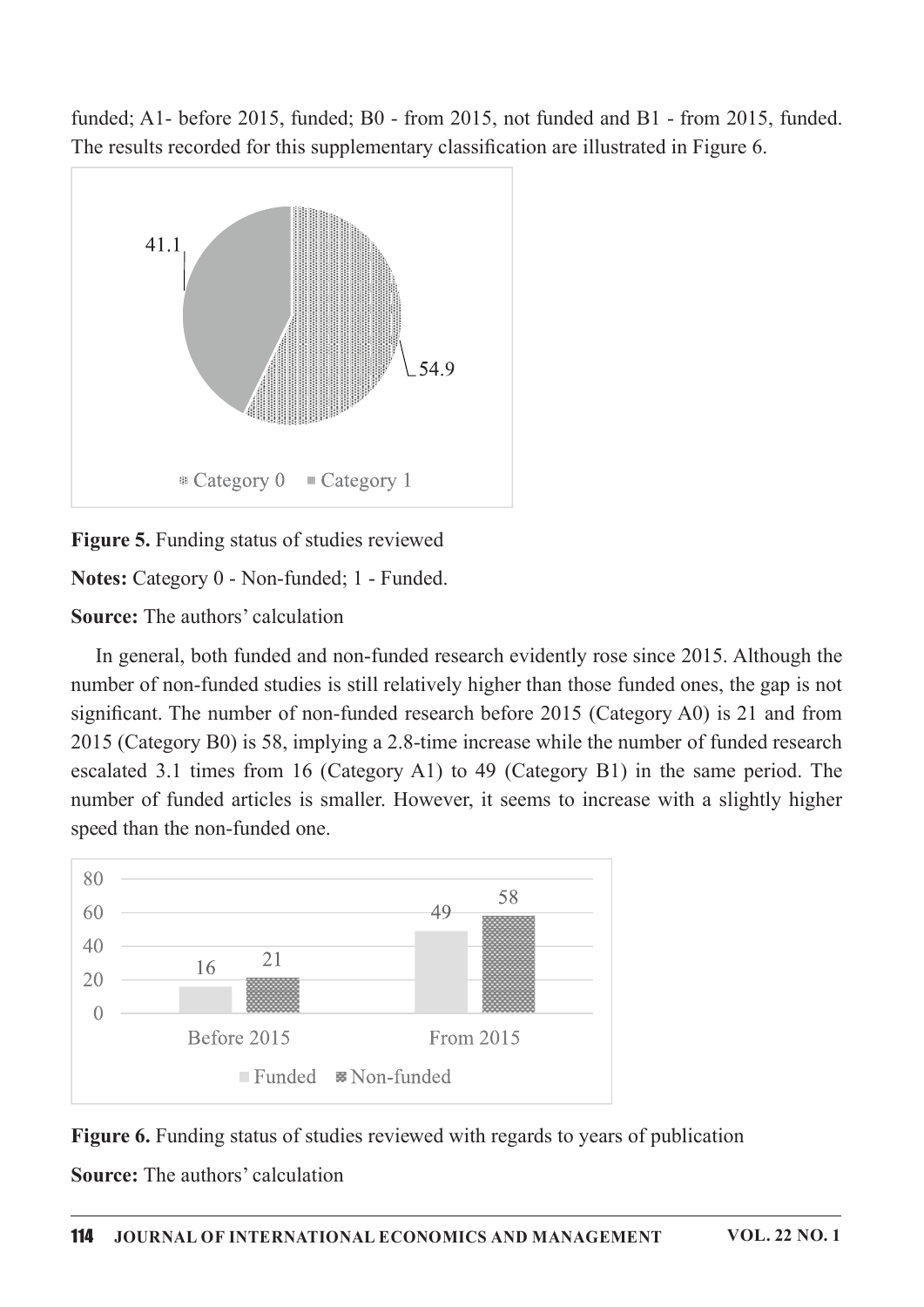funded; A1- before 2015, funded; B0 - from 2015, not funded and B1 - from 2015, funded. The results recorded for this supplementary classification are illustrated in Figure 6.

**Figure 5.** Funding status of studies reviewed

**Notes:** Category 0 - Non-funded; 1 - Funded.

**Source:** The authors' calculation

In general, both funded and non-funded research evidently rose since 2015. Although the number of non-funded studies is still relatively higher than those funded ones, the gap is not significant. The number of non-funded research before 2015 (Category A0) is 21 and from 2015 (Category B0) is 58, implying a 2.8-time increase while the number of funded research escalated 3.1 times from 16 (Category A1) to 49 (Category B1) in the same period. The number of funded articles is smaller. However, it seems to increase with a slightly higher speed than the non-funded one.

**Figure 6.** Funding status of studies reviewed with regards to years of publication

**Source:** The authors' calculation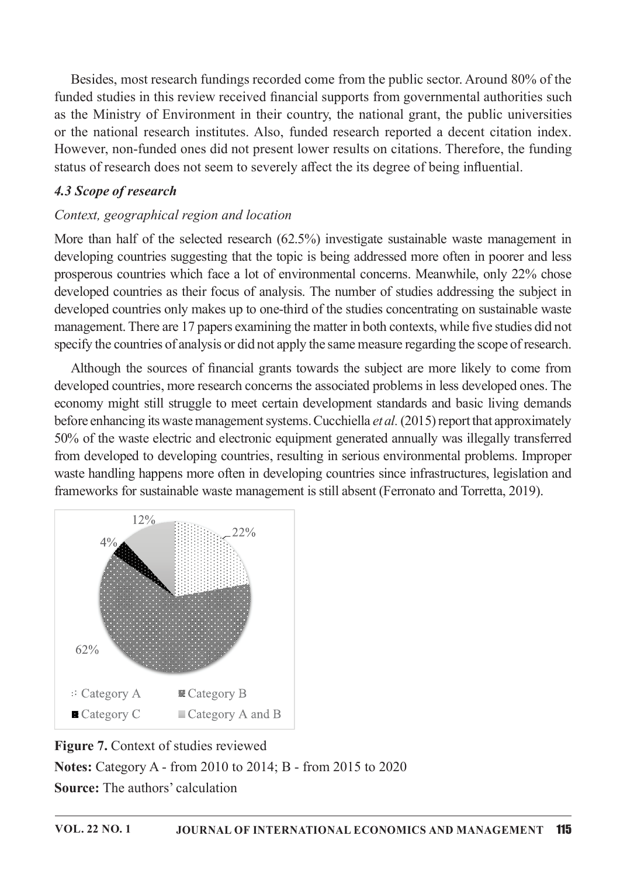Besides, most research fundings recorded come from the public sector. Around 80% of the funded studies in this review received financial supports from governmental authorities such as the Ministry of Environment in their country, the national grant, the public universities or the national research institutes. Also, funded research reported a decent citation index. However, non-funded ones did not present lower results on citations. Therefore, the funding status of research does not seem to severely affect the its degree of being influential.

### *4.3 Scope of research*

*Context, geographical region and location*

More than half of the selected research (62.5%) investigate sustainable waste management in developing countries suggesting that the topic is being addressed more often in poorer and less prosperous countries which face a lot of environmental concerns. Meanwhile, only 22% chose developed countries as their focus of analysis. The number of studies addressing the subject in developed countries only makes up to one-third of the studies concentrating on sustainable waste management. There are 17 papers examining the matter in both contexts, while five studies did not specify the countries of analysis or did not apply the same measure regarding the scope of research.

Although the sources of financial grants towards the subject are more likely to come from developed countries, more research concerns the associated problems in less developed ones. The economy might still struggle to meet certain development standards and basic living demands before enhancing its waste management systems. Cucchiella *et al.* (2015) report that approximately 50% of the waste electric and electronic equipment generated annually was illegally transferred from developed to developing countries, resulting in serious environmental problems. Improper waste handling happens more often in developing countries since infrastructures, legislation and frameworks for sustainable waste management is still absent (Ferronato and Torretta, 2019).

12%
22%
4%
62%

Category A | Category B | Category C | Category A and B

**Figure 7.** Context of studies reviewed

**Notes:** Category A - from 2010 to 2014; B - from 2015 to 2020

**Source:** The authors' calculation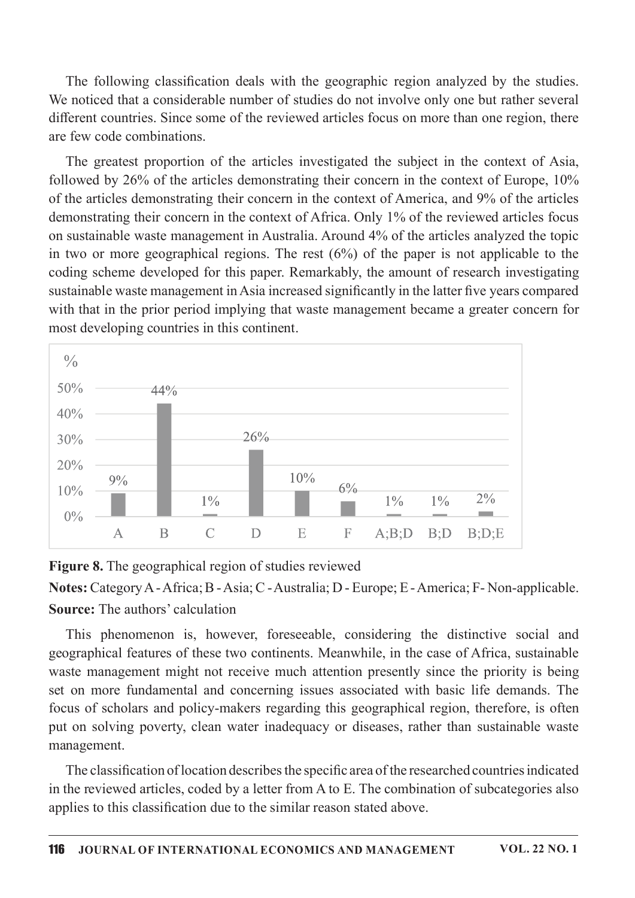The following classification deals with the geographic region analyzed by the studies. We noticed that a considerable number of studies do not involve only one but rather several different countries. Since some of the reviewed articles focus on more than one region, there are few code combinations.

The greatest proportion of the articles investigated the subject in the context of Asia, followed by 26% of the articles demonstrating their concern in the context of Europe, 10% of the articles demonstrating their concern in the context of America, and 9% of the articles demonstrating their concern in the context of Africa. Only 1% of the reviewed articles focus on sustainable waste management in Australia. Around 4% of the articles analyzed the topic in two or more geographical regions. The rest (6%) of the paper is not applicable to the coding scheme developed for this paper. Remarkably, the amount of research investigating sustainable waste management in Asia increased significantly in the latter five years compared with that in the prior period implying that waste management became a greater concern for most developing countries in this continent.

| Category | % |
|---|---|
| A | 9% |
| B | 44% |
| C | 1% |
| D | 26% |
| E | 10% |
| F | 6% |
| A;B;D | 1% |
| B;D | 1% |
| B;D;E | 2% |

**Figure 8.** The geographical region of studies reviewed

**Notes:** Category A - Africa; B - Asia; C - Australia; D - Europe; E - America; F- Non-applicable.

**Source:** The authors' calculation

This phenomenon is, however, foreseeable, considering the distinctive social and geographical features of these two continents. Meanwhile, in the case of Africa, sustainable waste management might not receive much attention presently since the priority is being set on more fundamental and concerning issues associated with basic life demands. The focus of scholars and policy-makers regarding this geographical region, therefore, is often put on solving poverty, clean water inadequacy or diseases, rather than sustainable waste management.

The classification of location describes the specific area of the researched countries indicated in the reviewed articles, coded by a letter from A to E. The combination of subcategories also applies to this classification due to the similar reason stated above.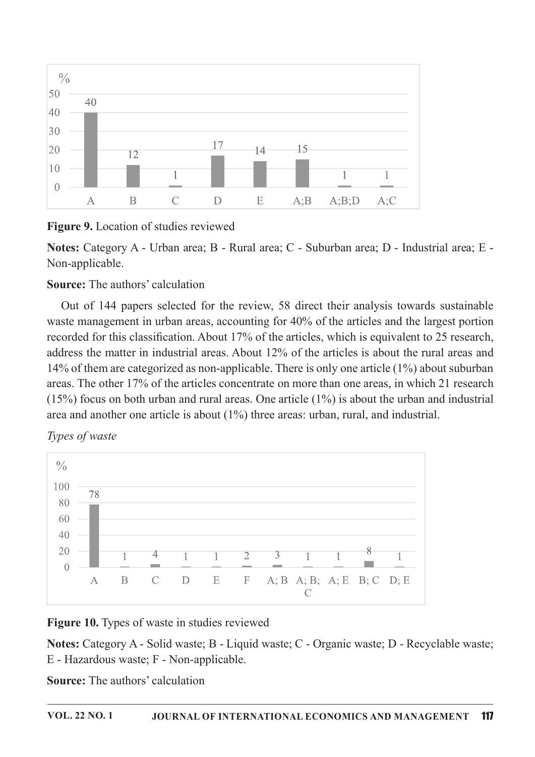Figure 9. Location of studies reviewed

**Figure 9.** Location of studies reviewed

**Notes:** Category A - Urban area; B - Rural area; C - Suburban area; D - Industrial area; E - Non-applicable.

**Source:** The authors' calculation

Out of 144 papers selected for the review, 58 direct their analysis towards sustainable waste management in urban areas, accounting for 40% of the articles and the largest portion recorded for this classification. About 17% of the articles, which is equivalent to 25 research, address the matter in industrial areas. About 12% of the articles is about the rural areas and 14% of them are categorized as non-applicable. There is only one article (1%) about suburban areas. The other 17% of the articles concentrate on more than one areas, in which 21 research (15%) focus on both urban and rural areas. One article (1%) is about the urban and industrial area and another one article is about (1%) three areas: urban, rural, and industrial.

*Types of waste*

**Figure 10.** Types of waste in studies reviewed

**Notes:** Category A - Solid waste; B - Liquid waste; C - Organic waste; D - Recyclable waste; E - Hazardous waste; F - Non-applicable.

**Source:** The authors' calculation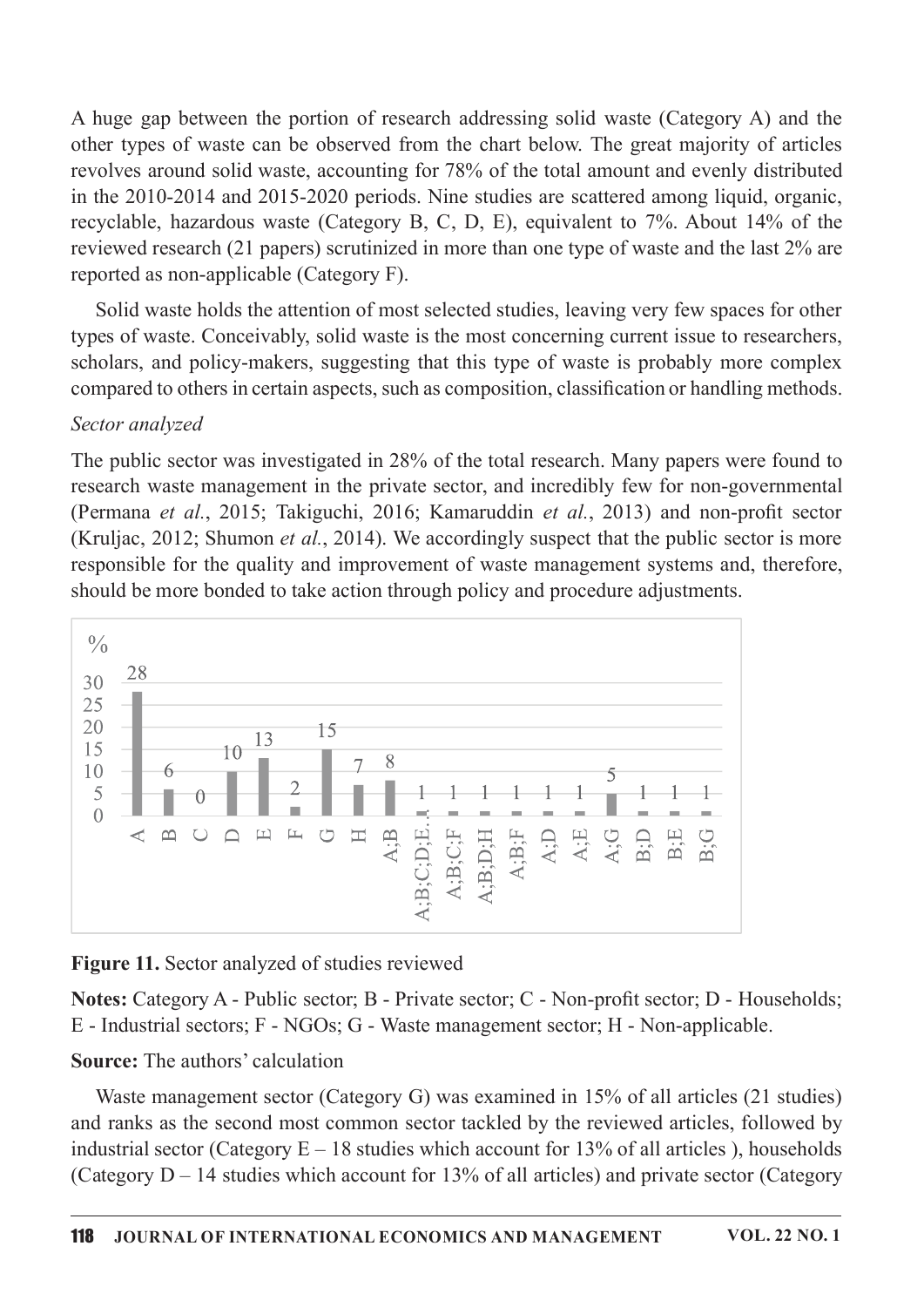A huge gap between the portion of research addressing solid waste (Category A) and the other types of waste can be observed from the chart below. The great majority of articles revolves around solid waste, accounting for 78% of the total amount and evenly distributed in the 2010-2014 and 2015-2020 periods. Nine studies are scattered among liquid, organic, recyclable, hazardous waste (Category B, C, D, E), equivalent to 7%. About 14% of the reviewed research (21 papers) scrutinized in more than one type of waste and the last 2% are reported as non-applicable (Category F).

Solid waste holds the attention of most selected studies, leaving very few spaces for other types of waste. Conceivably, solid waste is the most concerning current issue to researchers, scholars, and policy-makers, suggesting that this type of waste is probably more complex compared to others in certain aspects, such as composition, classification or handling methods.

*Sector analyzed*

The public sector was investigated in 28% of the total research. Many papers were found to research waste management in the private sector, and incredibly few for non-governmental (Permana *et al.*, 2015; Takiguchi, 2016; Kamaruddin *et al.*, 2013) and non-profit sector (Kruljac, 2012; Shumon *et al.*, 2014). We accordingly suspect that the public sector is more responsible for the quality and improvement of waste management systems and, therefore, should be more bonded to take action through policy and procedure adjustments.

| Category | % |
|---|---|
| A | 28 |
| B | 6 |
| C | 0 |
| D | 10 |
| E | 13 |
| F | 2 |
| G | 15 |
| H | 7 |
| A;B | 8 |
| A;B;C;D;E… | 1 |
| A;B;C;F | 1 |
| A;B;D;H | 1 |
| A;B;F | 1 |
| A;D | 1 |
| A;E | 1 |
| A;G | 5 |
| B;D | 1 |
| B;E | 1 |
| B;G | 1 |

**Figure 11.** Sector analyzed of studies reviewed

**Notes:** Category A - Public sector; B - Private sector; C - Non-profit sector; D - Households; E - Industrial sectors; F - NGOs; G - Waste management sector; H - Non-applicable.

**Source:** The authors' calculation

Waste management sector (Category G) was examined in 15% of all articles (21 studies) and ranks as the second most common sector tackled by the reviewed articles, followed by industrial sector (Category E – 18 studies which account for 13% of all articles ), households (Category D – 14 studies which account for 13% of all articles) and private sector (Category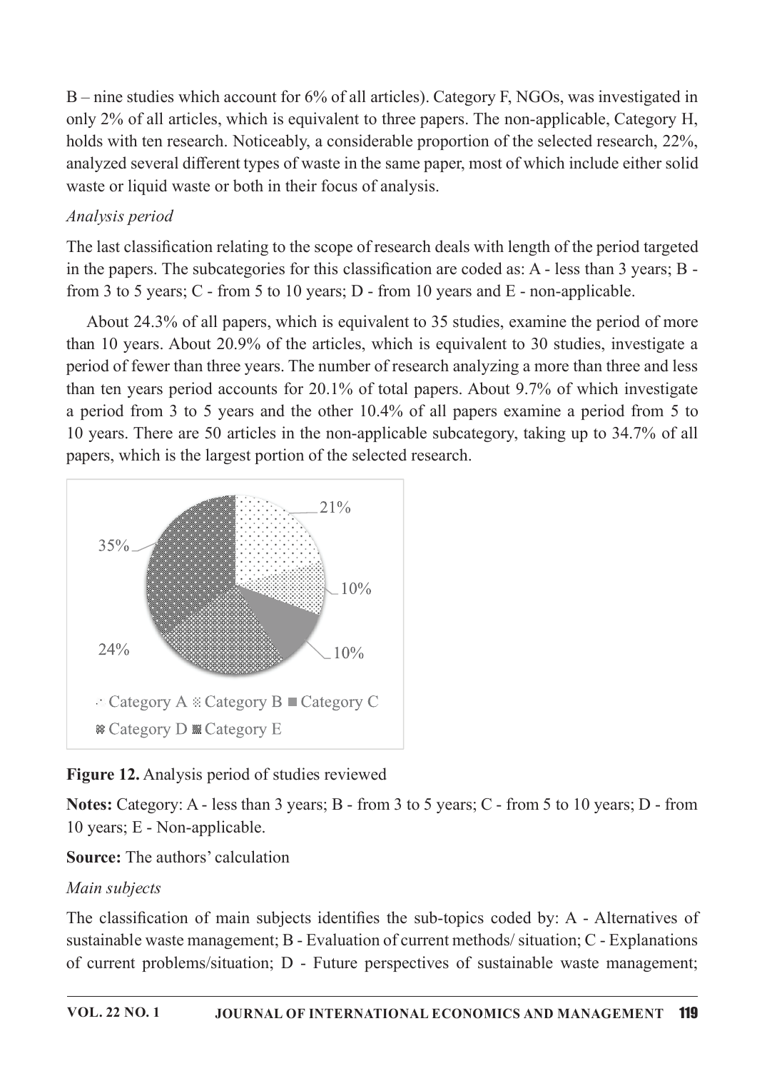B – nine studies which account for 6% of all articles). Category F, NGOs, was investigated in only 2% of all articles, which is equivalent to three papers. The non-applicable, Category H, holds with ten research. Noticeably, a considerable proportion of the selected research, 22%, analyzed several different types of waste in the same paper, most of which include either solid waste or liquid waste or both in their focus of analysis.

*Analysis period*

The last classification relating to the scope of research deals with length of the period targeted in the papers. The subcategories for this classification are coded as: A - less than 3 years; B - from 3 to 5 years; C - from 5 to 10 years; D - from 10 years and E - non-applicable.

About 24.3% of all papers, which is equivalent to 35 studies, examine the period of more than 10 years. About 20.9% of the articles, which is equivalent to 30 studies, investigate a period of fewer than three years. The number of research analyzing a more than three and less than ten years period accounts for 20.1% of total papers. About 9.7% of which investigate a period from 3 to 5 years and the other 10.4% of all papers examine a period from 5 to 10 years. There are 50 articles in the non-applicable subcategory, taking up to 34.7% of all papers, which is the largest portion of the selected research.

**Figure 12.** Analysis period of studies reviewed

**Notes:** Category: A - less than 3 years; B - from 3 to 5 years; C - from 5 to 10 years; D - from 10 years; E - Non-applicable.

**Source:** The authors' calculation

*Main subjects*

The classification of main subjects identifies the sub-topics coded by: A - Alternatives of sustainable waste management; B - Evaluation of current methods/ situation; C - Explanations of current problems/situation; D - Future perspectives of sustainable waste management;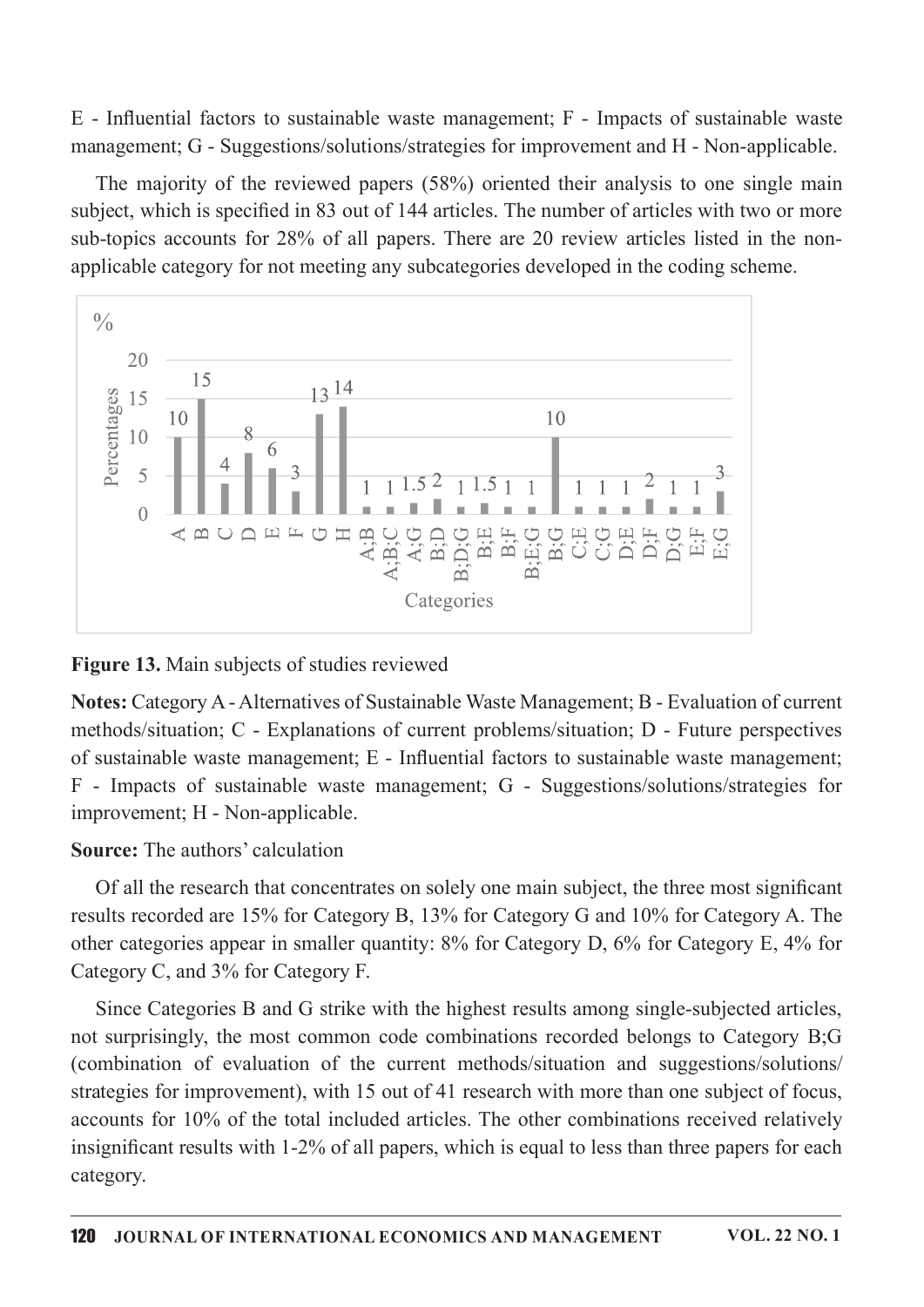E - Influential factors to sustainable waste management; F - Impacts of sustainable waste management; G - Suggestions/solutions/strategies for improvement and H - Non-applicable.

The majority of the reviewed papers (58%) oriented their analysis to one single main subject, which is specified in 83 out of 144 articles. The number of articles with two or more sub-topics accounts for 28% of all papers. There are 20 review articles listed in the non-applicable category for not meeting any subcategories developed in the coding scheme.

**Figure 13.** Main subjects of studies reviewed

**Notes:** Category A - Alternatives of Sustainable Waste Management; B - Evaluation of current methods/situation; C - Explanations of current problems/situation; D - Future perspectives of sustainable waste management; E - Influential factors to sustainable waste management; F - Impacts of sustainable waste management; G - Suggestions/solutions/strategies for improvement; H - Non-applicable.

**Source:** The authors' calculation

Of all the research that concentrates on solely one main subject, the three most significant results recorded are 15% for Category B, 13% for Category G and 10% for Category A. The other categories appear in smaller quantity: 8% for Category D, 6% for Category E, 4% for Category C, and 3% for Category F.

Since Categories B and G strike with the highest results among single-subjected articles, not surprisingly, the most common code combinations recorded belongs to Category B;G (combination of evaluation of the current methods/situation and suggestions/solutions/ strategies for improvement), with 15 out of 41 research with more than one subject of focus, accounts for 10% of the total included articles. The other combinations received relatively insignificant results with 1-2% of all papers, which is equal to less than three papers for each category.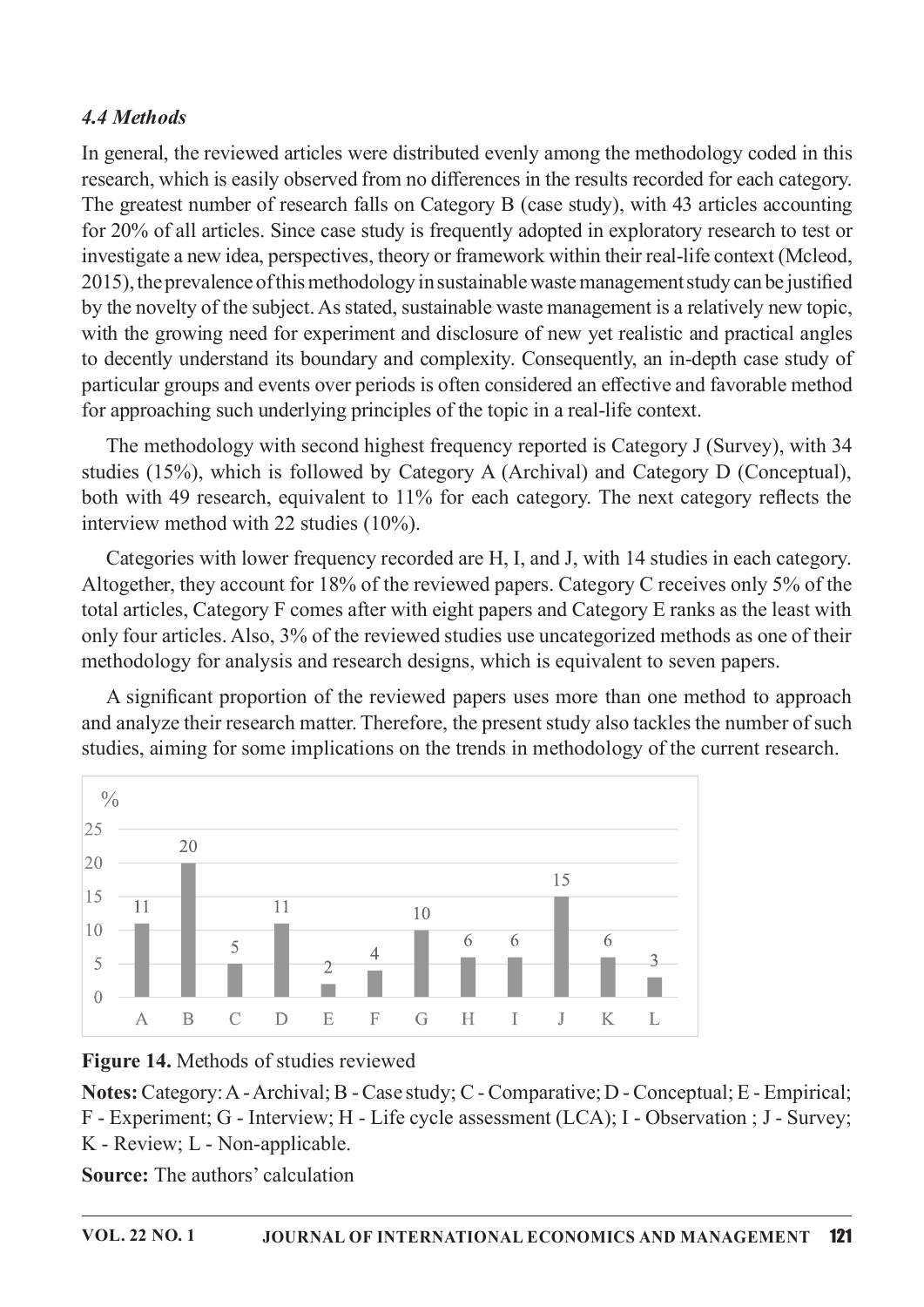### *4.4 Methods*

In general, the reviewed articles were distributed evenly among the methodology coded in this research, which is easily observed from no differences in the results recorded for each category. The greatest number of research falls on Category B (case study), with 43 articles accounting for 20% of all articles. Since case study is frequently adopted in exploratory research to test or investigate a new idea, perspectives, theory or framework within their real-life context (Mcleod, 2015), the prevalence of this methodology in sustainable waste management study can be justified by the novelty of the subject. As stated, sustainable waste management is a relatively new topic, with the growing need for experiment and disclosure of new yet realistic and practical angles to decently understand its boundary and complexity. Consequently, an in-depth case study of particular groups and events over periods is often considered an effective and favorable method for approaching such underlying principles of the topic in a real-life context.

The methodology with second highest frequency reported is Category J (Survey), with 34 studies (15%), which is followed by Category A (Archival) and Category D (Conceptual), both with 49 research, equivalent to 11% for each category. The next category reflects the interview method with 22 studies (10%).

Categories with lower frequency recorded are H, I, and J, with 14 studies in each category. Altogether, they account for 18% of the reviewed papers. Category C receives only 5% of the total articles, Category F comes after with eight papers and Category E ranks as the least with only four articles. Also, 3% of the reviewed studies use uncategorized methods as one of their methodology for analysis and research designs, which is equivalent to seven papers.

A significant proportion of the reviewed papers uses more than one method to approach and analyze their research matter. Therefore, the present study also tackles the number of such studies, aiming for some implications on the trends in methodology of the current research.

| Category | A | B | C | D | E | F | G | H | I | J | K | L |
|---|---|---|---|---|---|---|---|---|---|---|---|---|
| % | 11 | 20 | 5 | 11 | 2 | 4 | 10 | 6 | 6 | 15 | 6 | 3 |

**Figure 14.** Methods of studies reviewed

**Notes:** Category: A - Archival; B - Case study; C - Comparative; D - Conceptual; E - Empirical; F - Experiment; G - Interview; H - Life cycle assessment (LCA); I - Observation ; J - Survey; K - Review; L - Non-applicable.

**Source:** The authors' calculation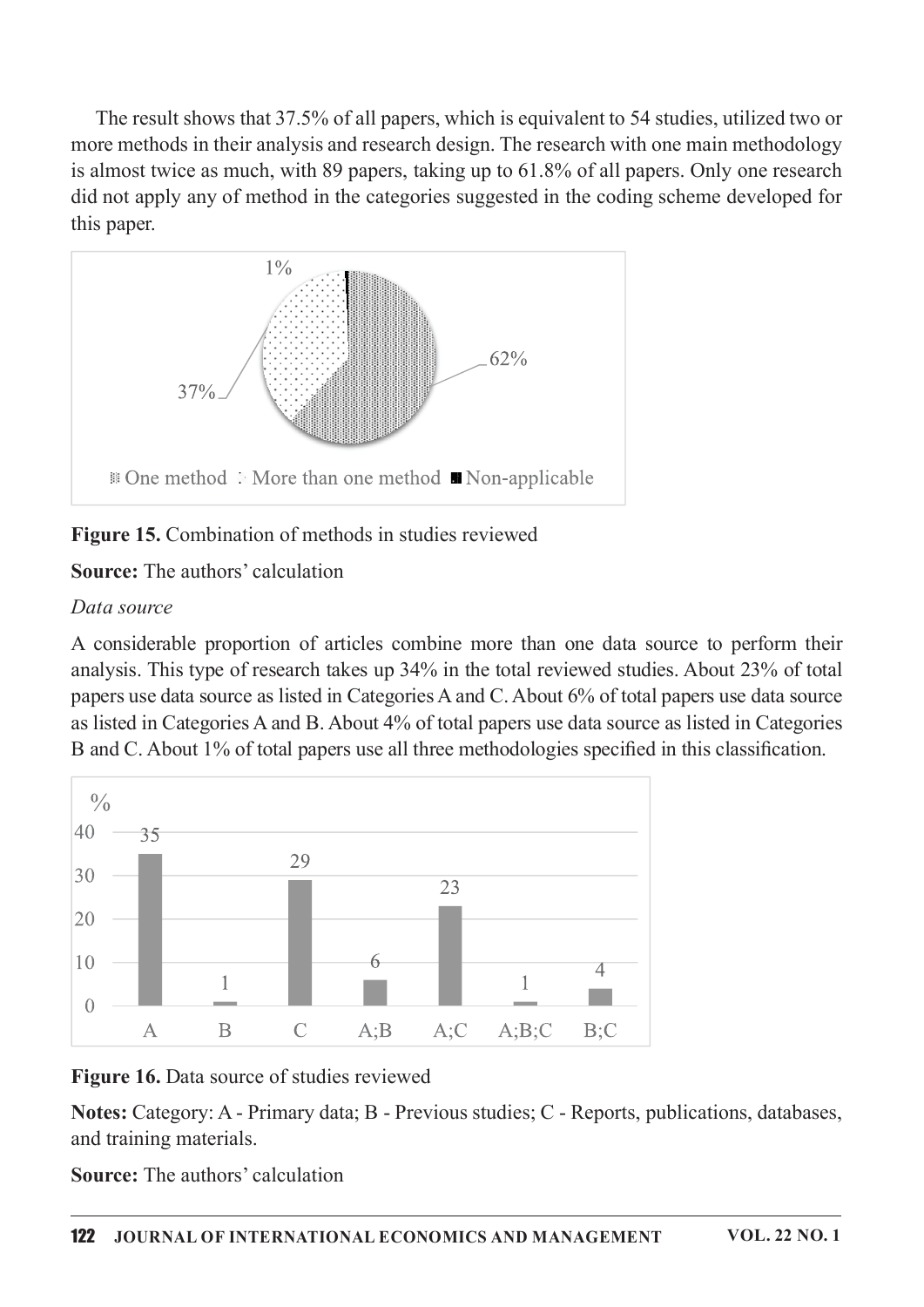The result shows that 37.5% of all papers, which is equivalent to 54 studies, utilized two or more methods in their analysis and research design. The research with one main methodology is almost twice as much, with 89 papers, taking up to 61.8% of all papers. Only one research did not apply any of method in the categories suggested in the coding scheme developed for this paper.

**Figure 15.** Combination of methods in studies reviewed

**Source:** The authors' calculation

*Data source*

A considerable proportion of articles combine more than one data source to perform their analysis. This type of research takes up 34% in the total reviewed studies. About 23% of total papers use data source as listed in Categories A and C. About 6% of total papers use data source as listed in Categories A and B. About 4% of total papers use data source as listed in Categories B and C. About 1% of total papers use all three methodologies specified in this classification.

**Figure 16.** Data source of studies reviewed

**Notes:** Category: A - Primary data; B - Previous studies; C - Reports, publications, databases, and training materials.

**Source:** The authors' calculation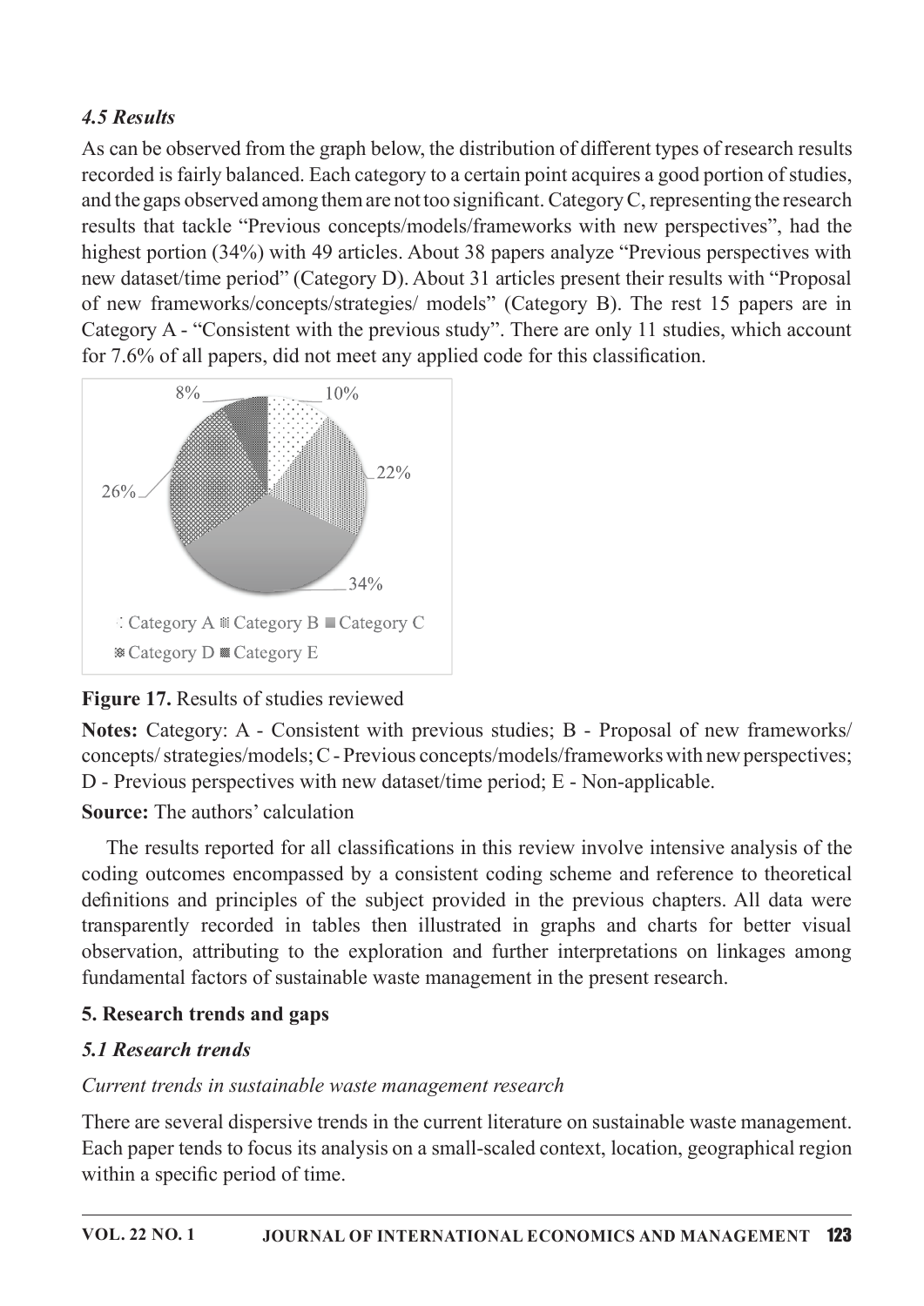### *4.5 Results*

As can be observed from the graph below, the distribution of different types of research results recorded is fairly balanced. Each category to a certain point acquires a good portion of studies, and the gaps observed among them are not too significant. Category C, representing the research results that tackle "Previous concepts/models/frameworks with new perspectives", had the highest portion (34%) with 49 articles. About 38 papers analyze "Previous perspectives with new dataset/time period" (Category D). About 31 articles present their results with "Proposal of new frameworks/concepts/strategies/ models" (Category B). The rest 15 papers are in Category A - "Consistent with the previous study". There are only 11 studies, which account for 7.6% of all papers, did not meet any applied code for this classification.

**Figure 17.** Results of studies reviewed

**Notes:** Category: A - Consistent with previous studies; B - Proposal of new frameworks/ concepts/ strategies/models; C - Previous concepts/models/frameworks with new perspectives; D - Previous perspectives with new dataset/time period; E - Non-applicable.

**Source:** The authors' calculation

The results reported for all classifications in this review involve intensive analysis of the coding outcomes encompassed by a consistent coding scheme and reference to theoretical definitions and principles of the subject provided in the previous chapters. All data were transparently recorded in tables then illustrated in graphs and charts for better visual observation, attributing to the exploration and further interpretations on linkages among fundamental factors of sustainable waste management in the present research.

## 5. Research trends and gaps

### *5.1 Research trends*

*Current trends in sustainable waste management research*

There are several dispersive trends in the current literature on sustainable waste management. Each paper tends to focus its analysis on a small-scaled context, location, geographical region within a specific period of time.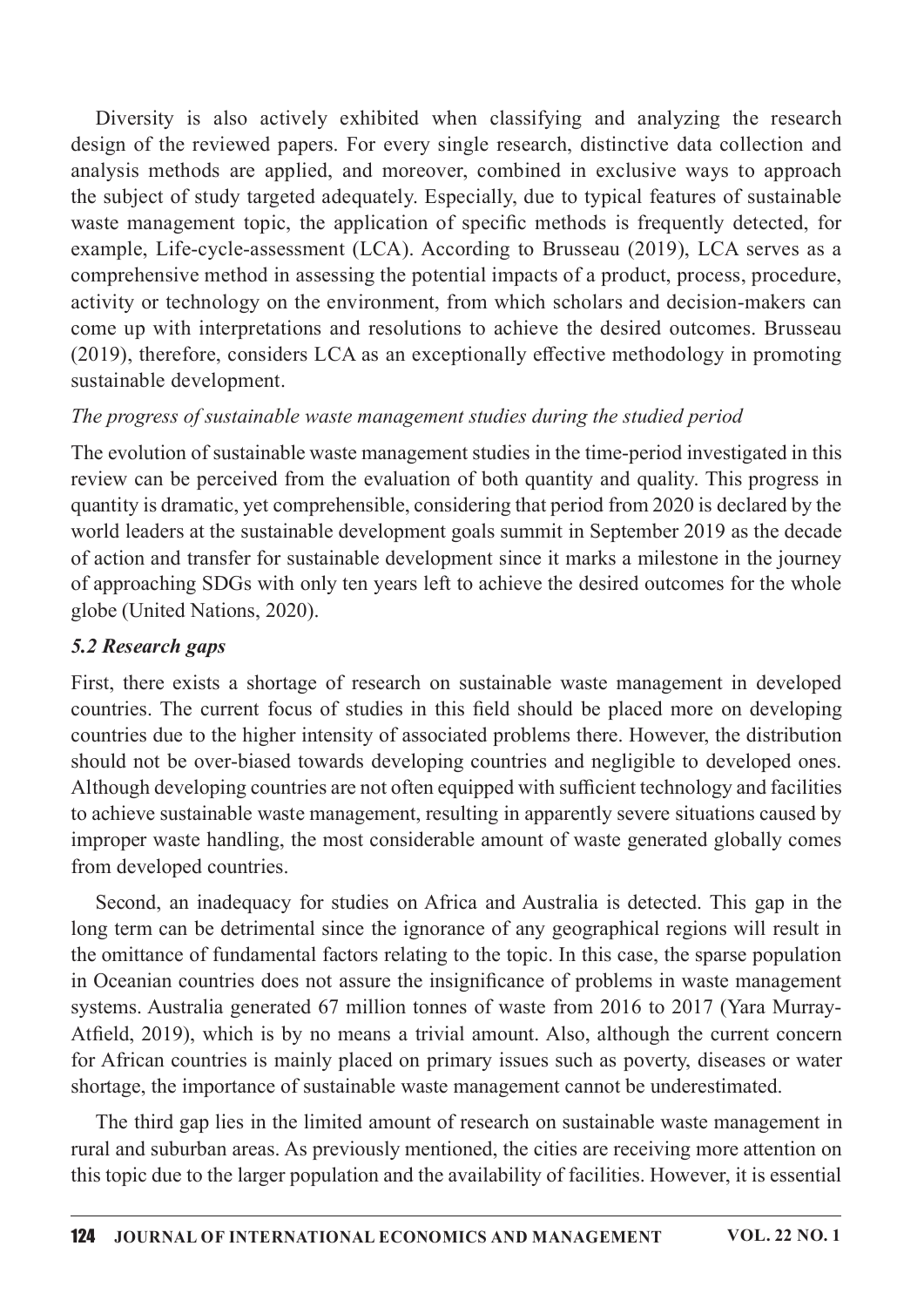Diversity is also actively exhibited when classifying and analyzing the research design of the reviewed papers. For every single research, distinctive data collection and analysis methods are applied, and moreover, combined in exclusive ways to approach the subject of study targeted adequately. Especially, due to typical features of sustainable waste management topic, the application of specific methods is frequently detected, for example, Life-cycle-assessment (LCA). According to Brusseau (2019), LCA serves as a comprehensive method in assessing the potential impacts of a product, process, procedure, activity or technology on the environment, from which scholars and decision-makers can come up with interpretations and resolutions to achieve the desired outcomes. Brusseau (2019), therefore, considers LCA as an exceptionally effective methodology in promoting sustainable development.

*The progress of sustainable waste management studies during the studied period*

The evolution of sustainable waste management studies in the time-period investigated in this review can be perceived from the evaluation of both quantity and quality. This progress in quantity is dramatic, yet comprehensible, considering that period from 2020 is declared by the world leaders at the sustainable development goals summit in September 2019 as the decade of action and transfer for sustainable development since it marks a milestone in the journey of approaching SDGs with only ten years left to achieve the desired outcomes for the whole globe (United Nations, 2020).

### *5.2 Research gaps*

First, there exists a shortage of research on sustainable waste management in developed countries. The current focus of studies in this field should be placed more on developing countries due to the higher intensity of associated problems there. However, the distribution should not be over-biased towards developing countries and negligible to developed ones. Although developing countries are not often equipped with sufficient technology and facilities to achieve sustainable waste management, resulting in apparently severe situations caused by improper waste handling, the most considerable amount of waste generated globally comes from developed countries.

Second, an inadequacy for studies on Africa and Australia is detected. This gap in the long term can be detrimental since the ignorance of any geographical regions will result in the omittance of fundamental factors relating to the topic. In this case, the sparse population in Oceanian countries does not assure the insignificance of problems in waste management systems. Australia generated 67 million tonnes of waste from 2016 to 2017 (Yara Murray-Atfield, 2019), which is by no means a trivial amount. Also, although the current concern for African countries is mainly placed on primary issues such as poverty, diseases or water shortage, the importance of sustainable waste management cannot be underestimated.

The third gap lies in the limited amount of research on sustainable waste management in rural and suburban areas. As previously mentioned, the cities are receiving more attention on this topic due to the larger population and the availability of facilities. However, it is essential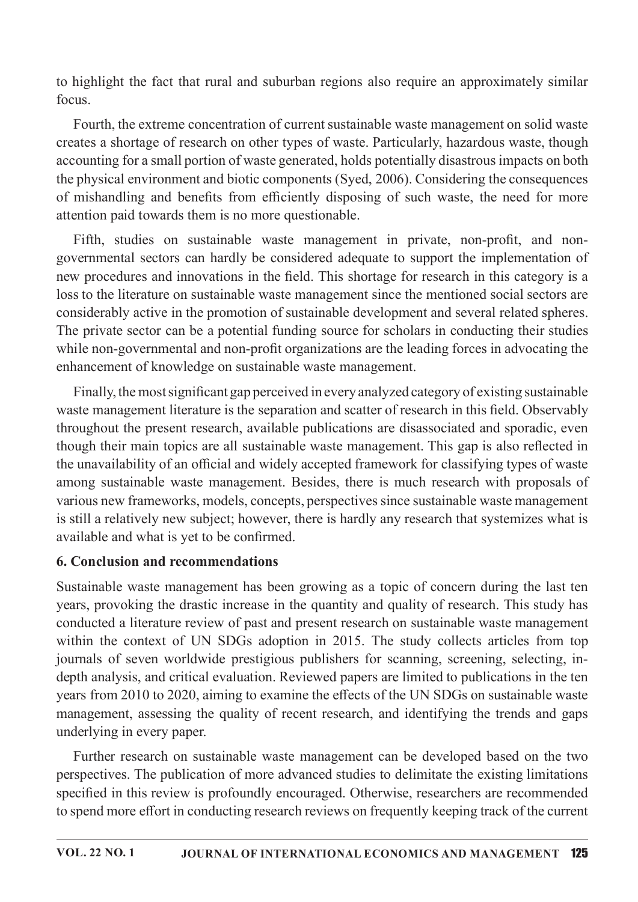to highlight the fact that rural and suburban regions also require an approximately similar focus.

Fourth, the extreme concentration of current sustainable waste management on solid waste creates a shortage of research on other types of waste. Particularly, hazardous waste, though accounting for a small portion of waste generated, holds potentially disastrous impacts on both the physical environment and biotic components (Syed, 2006). Considering the consequences of mishandling and benefits from efficiently disposing of such waste, the need for more attention paid towards them is no more questionable.

Fifth, studies on sustainable waste management in private, non-profit, and non-governmental sectors can hardly be considered adequate to support the implementation of new procedures and innovations in the field. This shortage for research in this category is a loss to the literature on sustainable waste management since the mentioned social sectors are considerably active in the promotion of sustainable development and several related spheres. The private sector can be a potential funding source for scholars in conducting their studies while non-governmental and non-profit organizations are the leading forces in advocating the enhancement of knowledge on sustainable waste management.

Finally, the most significant gap perceived in every analyzed category of existing sustainable waste management literature is the separation and scatter of research in this field. Observably throughout the present research, available publications are disassociated and sporadic, even though their main topics are all sustainable waste management. This gap is also reflected in the unavailability of an official and widely accepted framework for classifying types of waste among sustainable waste management. Besides, there is much research with proposals of various new frameworks, models, concepts, perspectives since sustainable waste management is still a relatively new subject; however, there is hardly any research that systemizes what is available and what is yet to be confirmed.

## 6. Conclusion and recommendations

Sustainable waste management has been growing as a topic of concern during the last ten years, provoking the drastic increase in the quantity and quality of research. This study has conducted a literature review of past and present research on sustainable waste management within the context of UN SDGs adoption in 2015. The study collects articles from top journals of seven worldwide prestigious publishers for scanning, screening, selecting, in-depth analysis, and critical evaluation. Reviewed papers are limited to publications in the ten years from 2010 to 2020, aiming to examine the effects of the UN SDGs on sustainable waste management, assessing the quality of recent research, and identifying the trends and gaps underlying in every paper.

Further research on sustainable waste management can be developed based on the two perspectives. The publication of more advanced studies to delimitate the existing limitations specified in this review is profoundly encouraged. Otherwise, researchers are recommended to spend more effort in conducting research reviews on frequently keeping track of the current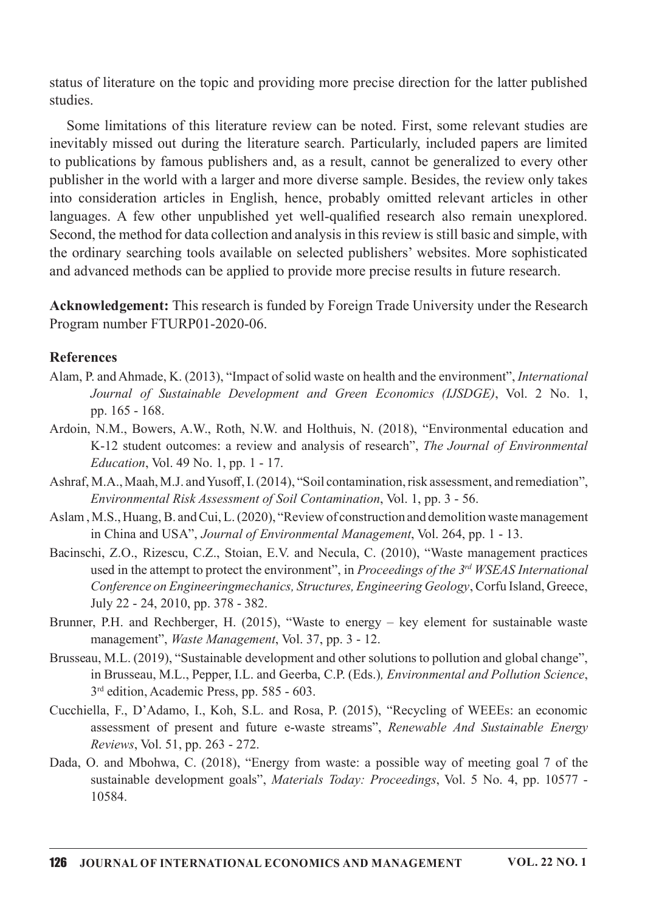status of literature on the topic and providing more precise direction for the latter published studies.

Some limitations of this literature review can be noted. First, some relevant studies are inevitably missed out during the literature search. Particularly, included papers are limited to publications by famous publishers and, as a result, cannot be generalized to every other publisher in the world with a larger and more diverse sample. Besides, the review only takes into consideration articles in English, hence, probably omitted relevant articles in other languages. A few other unpublished yet well-qualified research also remain unexplored. Second, the method for data collection and analysis in this review is still basic and simple, with the ordinary searching tools available on selected publishers' websites. More sophisticated and advanced methods can be applied to provide more precise results in future research.

**Acknowledgement:** This research is funded by Foreign Trade University under the Research Program number FTURP01-2020-06.

## References

Alam, P. and Ahmade, K. (2013), "Impact of solid waste on health and the environment", *International Journal of Sustainable Development and Green Economics (IJSDGE)*, Vol. 2 No. 1, pp. 165 - 168.

Ardoin, N.M., Bowers, A.W., Roth, N.W. and Holthuis, N. (2018), "Environmental education and K-12 student outcomes: a review and analysis of research", *The Journal of Environmental Education*, Vol. 49 No. 1, pp. 1 - 17.

Ashraf, M.A., Maah, M.J. and Yusoff, I. (2014), "Soil contamination, risk assessment, and remediation", *Environmental Risk Assessment of Soil Contamination*, Vol. 1, pp. 3 - 56.

Aslam , M.S., Huang, B. and Cui, L. (2020), "Review of construction and demolition waste management in China and USA", *Journal of Environmental Management*, Vol. 264, pp. 1 - 13.

Bacinschi, Z.O., Rizescu, C.Z., Stoian, E.V. and Necula, C. (2010), "Waste management practices used in the attempt to protect the environment", in *Proceedings of the 3rd WSEAS International Conference on Engineeringmechanics, Structures, Engineering Geology*, Corfu Island, Greece, July 22 - 24, 2010, pp. 378 - 382.

Brunner, P.H. and Rechberger, H. (2015), "Waste to energy – key element for sustainable waste management", *Waste Management*, Vol. 37, pp. 3 - 12.

Brusseau, M.L. (2019), "Sustainable development and other solutions to pollution and global change", in Brusseau, M.L., Pepper, I.L. and Geerba, C.P. (Eds.)*, Environmental and Pollution Science*, 3rd edition, Academic Press, pp. 585 - 603.

Cucchiella, F., D'Adamo, I., Koh, S.L. and Rosa, P. (2015), "Recycling of WEEEs: an economic assessment of present and future e-waste streams", *Renewable And Sustainable Energy Reviews*, Vol. 51, pp. 263 - 272.

Dada, O. and Mbohwa, C. (2018), "Energy from waste: a possible way of meeting goal 7 of the sustainable development goals", *Materials Today: Proceedings*, Vol. 5 No. 4, pp. 10577 - 10584.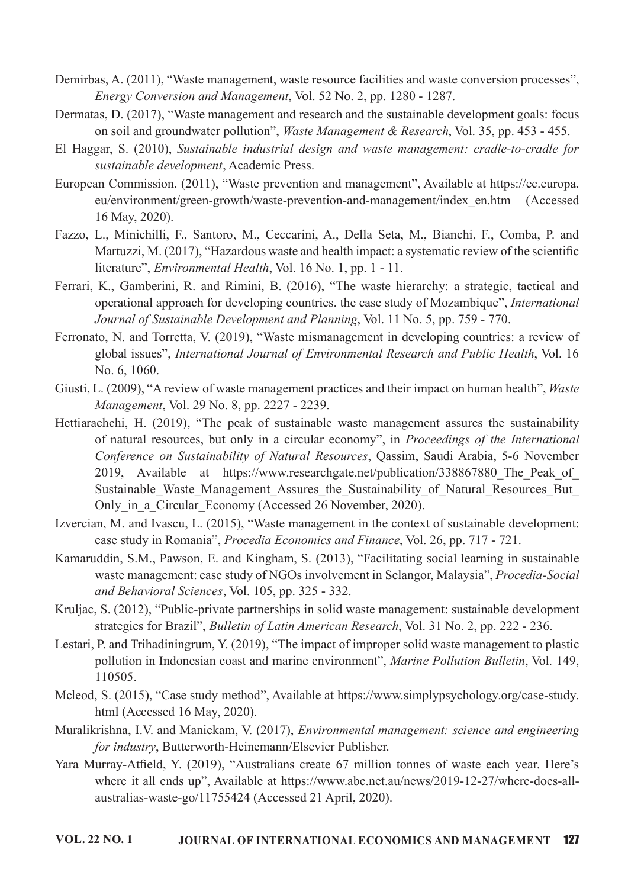Demirbas, A. (2011), "Waste management, waste resource facilities and waste conversion processes", *Energy Conversion and Management*, Vol. 52 No. 2, pp. 1280 - 1287.

Dermatas, D. (2017), "Waste management and research and the sustainable development goals: focus on soil and groundwater pollution", *Waste Management & Research*, Vol. 35, pp. 453 - 455.

El Haggar, S. (2010), *Sustainable industrial design and waste management: cradle-to-cradle for sustainable development*, Academic Press.

European Commission. (2011), "Waste prevention and management", Available at https://ec.europa.eu/environment/green-growth/waste-prevention-and-management/index_en.htm (Accessed 16 May, 2020).

Fazzo, L., Minichilli, F., Santoro, M., Ceccarini, A., Della Seta, M., Bianchi, F., Comba, P. and Martuzzi, M. (2017), "Hazardous waste and health impact: a systematic review of the scientific literature", *Environmental Health*, Vol. 16 No. 1, pp. 1 - 11.

Ferrari, K., Gamberini, R. and Rimini, B. (2016), "The waste hierarchy: a strategic, tactical and operational approach for developing countries. the case study of Mozambique", *International Journal of Sustainable Development and Planning*, Vol. 11 No. 5, pp. 759 - 770.

Ferronato, N. and Torretta, V. (2019), "Waste mismanagement in developing countries: a review of global issues", *International Journal of Environmental Research and Public Health*, Vol. 16 No. 6, 1060.

Giusti, L. (2009), "A review of waste management practices and their impact on human health", *Waste Management*, Vol. 29 No. 8, pp. 2227 - 2239.

Hettiarachchi, H. (2019), "The peak of sustainable waste management assures the sustainability of natural resources, but only in a circular economy", in *Proceedings of the International Conference on Sustainability of Natural Resources*, Qassim, Saudi Arabia, 5-6 November 2019, Available at https://www.researchgate.net/publication/338867880_The_Peak_of_Sustainable_Waste_Management_Assures_the_Sustainability_of_Natural_Resources_But_Only_in_a_Circular_Economy (Accessed 26 November, 2020).

Izvercian, M. and Ivascu, L. (2015), "Waste management in the context of sustainable development: case study in Romania", *Procedia Economics and Finance*, Vol. 26, pp. 717 - 721.

Kamaruddin, S.M., Pawson, E. and Kingham, S. (2013), "Facilitating social learning in sustainable waste management: case study of NGOs involvement in Selangor, Malaysia", *Procedia-Social and Behavioral Sciences*, Vol. 105, pp. 325 - 332.

Kruljac, S. (2012), "Public-private partnerships in solid waste management: sustainable development strategies for Brazil", *Bulletin of Latin American Research*, Vol. 31 No. 2, pp. 222 - 236.

Lestari, P. and Trihadiningrum, Y. (2019), "The impact of improper solid waste management to plastic pollution in Indonesian coast and marine environment", *Marine Pollution Bulletin*, Vol. 149, 110505.

Mcleod, S. (2015), "Case study method", Available at https://www.simplypsychology.org/case-study.html (Accessed 16 May, 2020).

Muralikrishna, I.V. and Manickam, V. (2017), *Environmental management: science and engineering for industry*, Butterworth-Heinemann/Elsevier Publisher.

Yara Murray-Atfield, Y. (2019), "Australians create 67 million tonnes of waste each year. Here's where it all ends up", Available at https://www.abc.net.au/news/2019-12-27/where-does-all-australias-waste-go/11755424 (Accessed 21 April, 2020).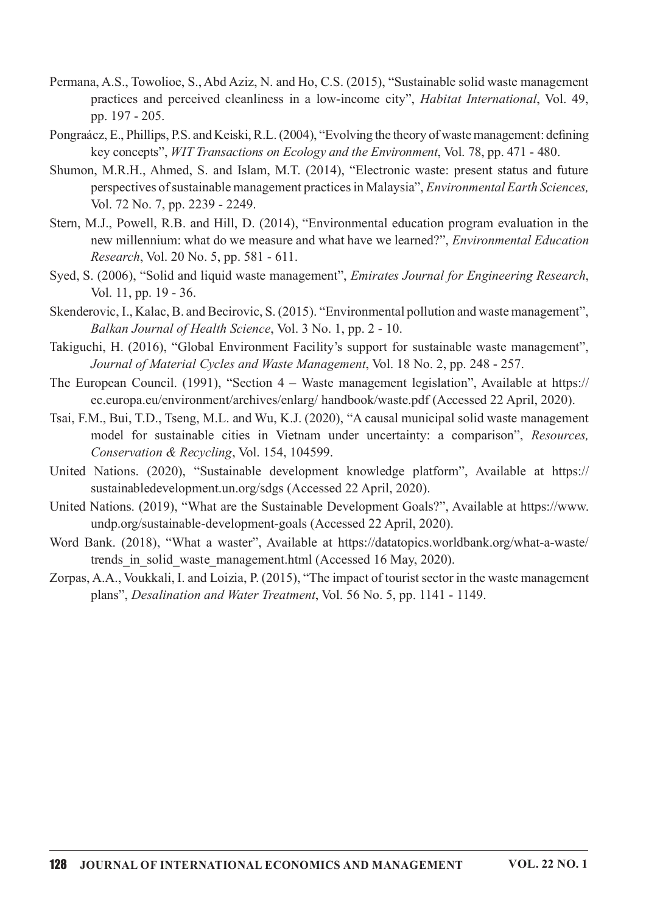Permana, A.S., Towolioe, S., Abd Aziz, N. and Ho, C.S. (2015), "Sustainable solid waste management practices and perceived cleanliness in a low-income city", *Habitat International*, Vol. 49, pp. 197 - 205.

Pongraácz, E., Phillips, P.S. and Keiski, R.L. (2004), "Evolving the theory of waste management: defining key concepts", *WIT Transactions on Ecology and the Environment*, Vol. 78, pp. 471 - 480.

Shumon, M.R.H., Ahmed, S. and Islam, M.T. (2014), "Electronic waste: present status and future perspectives of sustainable management practices in Malaysia", *Environmental Earth Sciences,* Vol. 72 No. 7, pp. 2239 - 2249.

Stern, M.J., Powell, R.B. and Hill, D. (2014), "Environmental education program evaluation in the new millennium: what do we measure and what have we learned?", *Environmental Education Research*, Vol. 20 No. 5, pp. 581 - 611.

Syed, S. (2006), "Solid and liquid waste management", *Emirates Journal for Engineering Research*, Vol. 11, pp. 19 - 36.

Skenderovic, I., Kalac, B. and Becirovic, S. (2015). "Environmental pollution and waste management", *Balkan Journal of Health Science*, Vol. 3 No. 1, pp. 2 - 10.

Takiguchi, H. (2016), "Global Environment Facility's support for sustainable waste management", *Journal of Material Cycles and Waste Management*, Vol. 18 No. 2, pp. 248 - 257.

The European Council. (1991), "Section 4 – Waste management legislation", Available at https://ec.europa.eu/environment/archives/enlarg/ handbook/waste.pdf (Accessed 22 April, 2020).

Tsai, F.M., Bui, T.D., Tseng, M.L. and Wu, K.J. (2020), "A causal municipal solid waste management model for sustainable cities in Vietnam under uncertainty: a comparison", *Resources, Conservation & Recycling*, Vol. 154, 104599.

United Nations. (2020), "Sustainable development knowledge platform", Available at https://sustainabledevelopment.un.org/sdgs (Accessed 22 April, 2020).

United Nations. (2019), "What are the Sustainable Development Goals?", Available at https://www.undp.org/sustainable-development-goals (Accessed 22 April, 2020).

Word Bank. (2018), "What a waster", Available at https://datatopics.worldbank.org/what-a-waste/trends_in_solid_waste_management.html (Accessed 16 May, 2020).

Zorpas, A.A., Voukkali, I. and Loizia, P. (2015), "The impact of tourist sector in the waste management plans", *Desalination and Water Treatment*, Vol. 56 No. 5, pp. 1141 - 1149.